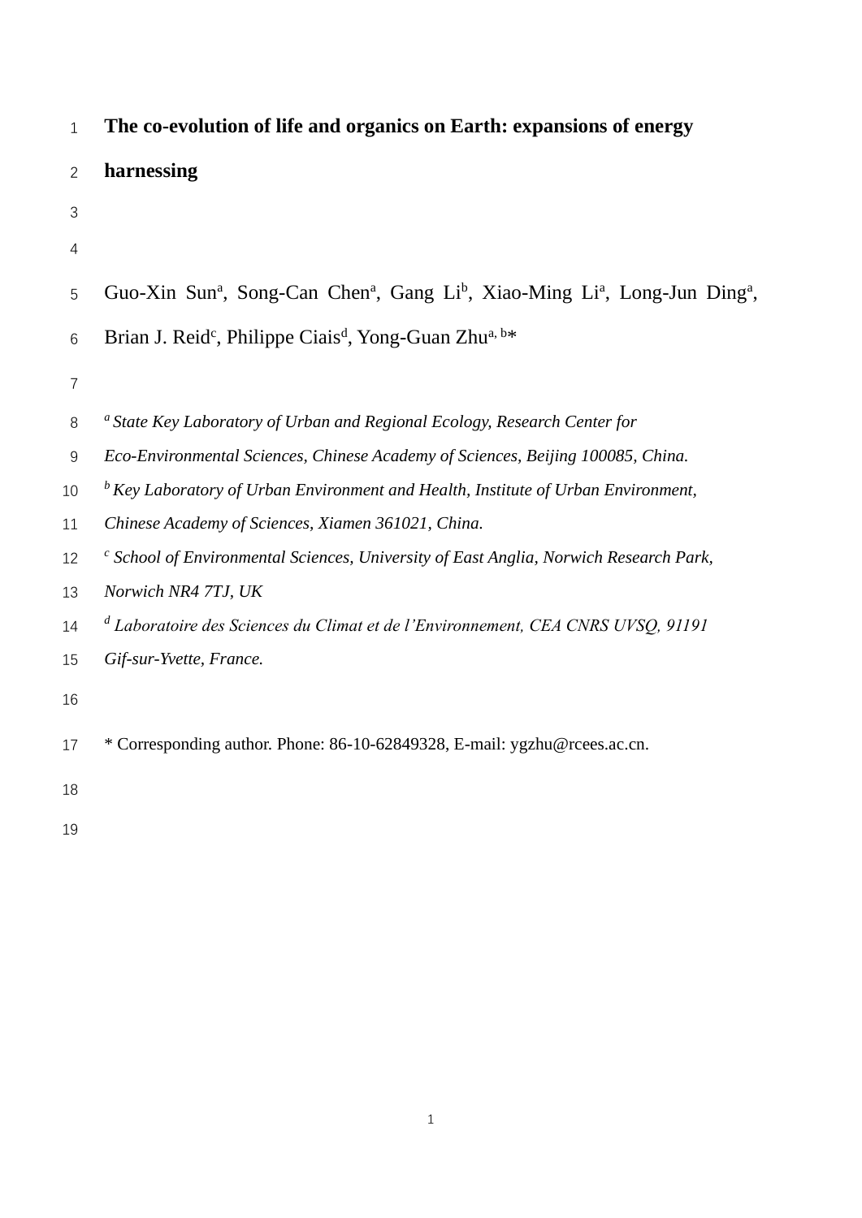# The co-evolution of life and organics on Earth: expansions of energy harnessing

Guo-Xin Sun[a], Song-Can Chen[a], Gang Li[b], Xiao-Ming Li[a], Long-Jun Ding[a], Brian J. Reid[c], Philippe Ciais[d], Yong-Guan Zhu[a, b]*

[a] *State Key Laboratory of Urban and Regional Ecology, Research Center for Eco-Environmental Sciences, Chinese Academy of Sciences, Beijing 100085, China.*

[b] *Key Laboratory of Urban Environment and Health, Institute of Urban Environment, Chinese Academy of Sciences, Xiamen 361021, China.*

[c] *School of Environmental Sciences, University of East Anglia, Norwich Research Park, Norwich NR4 7TJ, UK*

[d] *Laboratoire des Sciences du Climat et de l'Environnement, CEA CNRS UVSQ, 91191 Gif-sur-Yvette, France.*

* Corresponding author. Phone: 86-10-62849328, E-mail: ygzhu@rcees.ac.cn.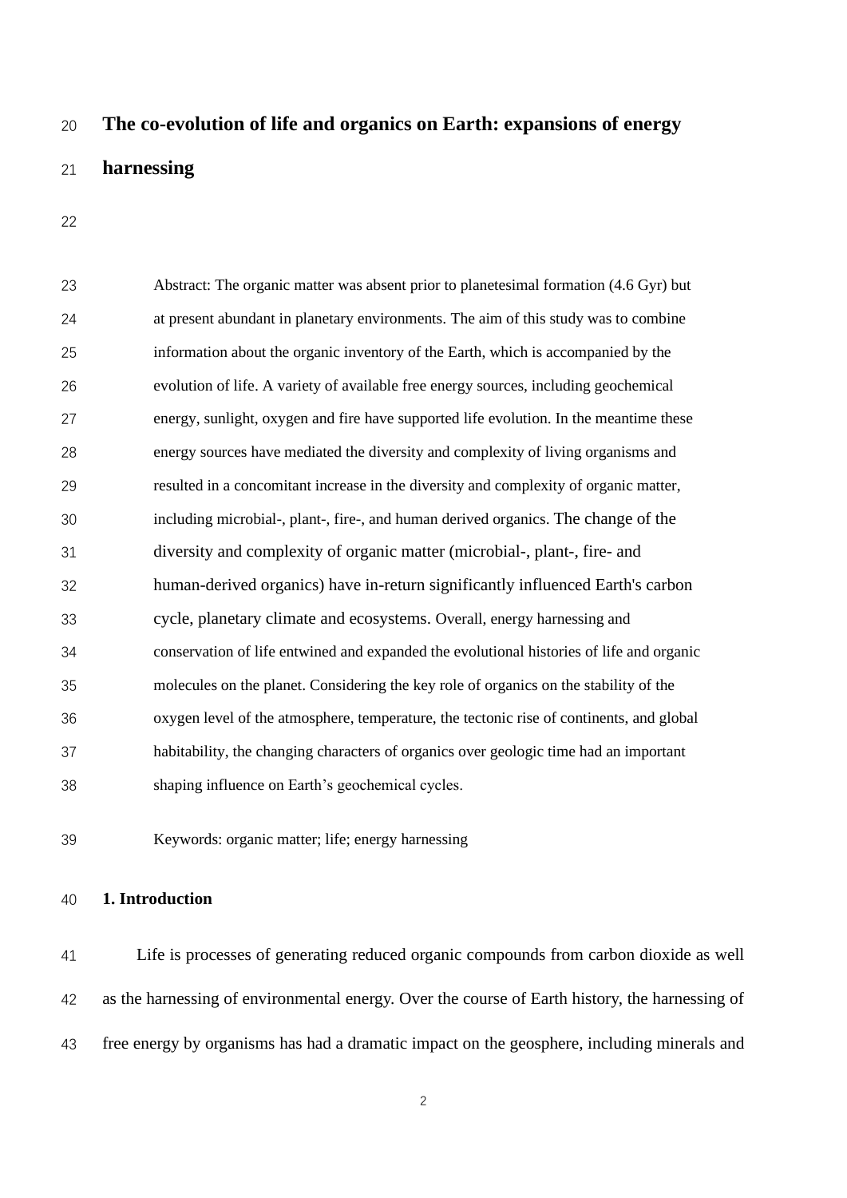# The co-evolution of life and organics on Earth: expansions of energy harnessing

Abstract: The organic matter was absent prior to planetesimal formation (4.6 Gyr) but at present abundant in planetary environments. The aim of this study was to combine information about the organic inventory of the Earth, which is accompanied by the evolution of life. A variety of available free energy sources, including geochemical energy, sunlight, oxygen and fire have supported life evolution. In the meantime these energy sources have mediated the diversity and complexity of living organisms and resulted in a concomitant increase in the diversity and complexity of organic matter, including microbial-, plant-, fire-, and human derived organics. The change of the diversity and complexity of organic matter (microbial-, plant-, fire- and human-derived organics) have in-return significantly influenced Earth's carbon cycle, planetary climate and ecosystems. Overall, energy harnessing and conservation of life entwined and expanded the evolutional histories of life and organic molecules on the planet. Considering the key role of organics on the stability of the oxygen level of the atmosphere, temperature, the tectonic rise of continents, and global habitability, the changing characters of organics over geologic time had an important shaping influence on Earth's geochemical cycles.

Keywords: organic matter; life; energy harnessing

## 1. Introduction

Life is processes of generating reduced organic compounds from carbon dioxide as well as the harnessing of environmental energy. Over the course of Earth history, the harnessing of free energy by organisms has had a dramatic impact on the geosphere, including minerals and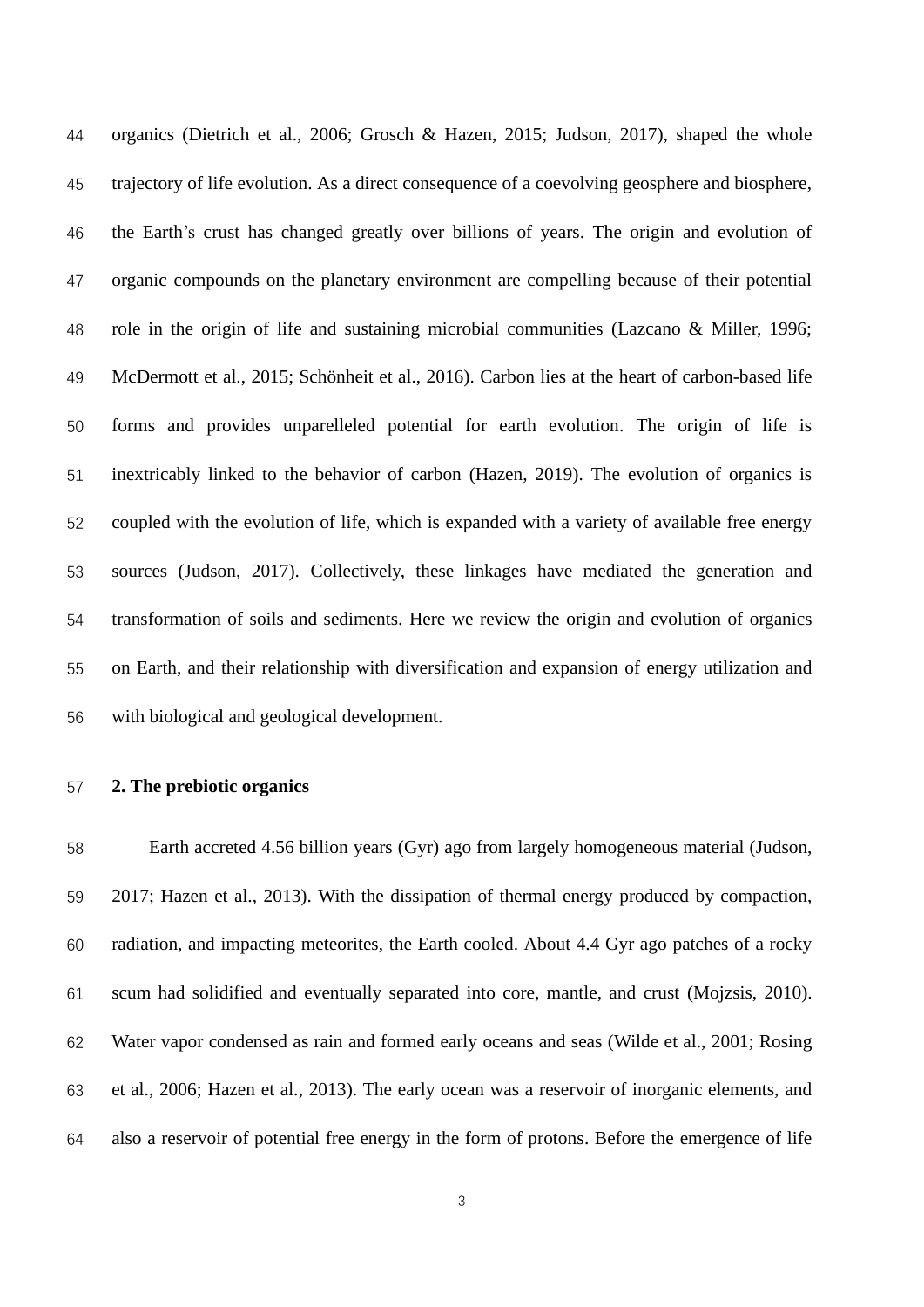organics (Dietrich et al., 2006; Grosch & Hazen, 2015; Judson, 2017), shaped the whole trajectory of life evolution. As a direct consequence of a coevolving geosphere and biosphere, the Earth's crust has changed greatly over billions of years. The origin and evolution of organic compounds on the planetary environment are compelling because of their potential role in the origin of life and sustaining microbial communities (Lazcano & Miller, 1996; McDermott et al., 2015; Schönheit et al., 2016). Carbon lies at the heart of carbon-based life forms and provides unparelleled potential for earth evolution. The origin of life is inextricably linked to the behavior of carbon (Hazen, 2019). The evolution of organics is coupled with the evolution of life, which is expanded with a variety of available free energy sources (Judson, 2017). Collectively, these linkages have mediated the generation and transformation of soils and sediments. Here we review the origin and evolution of organics on Earth, and their relationship with diversification and expansion of energy utilization and with biological and geological development.

## 2. The prebiotic organics

Earth accreted 4.56 billion years (Gyr) ago from largely homogeneous material (Judson, 2017; Hazen et al., 2013). With the dissipation of thermal energy produced by compaction, radiation, and impacting meteorites, the Earth cooled. About 4.4 Gyr ago patches of a rocky scum had solidified and eventually separated into core, mantle, and crust (Mojzsis, 2010). Water vapor condensed as rain and formed early oceans and seas (Wilde et al., 2001; Rosing et al., 2006; Hazen et al., 2013). The early ocean was a reservoir of inorganic elements, and also a reservoir of potential free energy in the form of protons. Before the emergence of life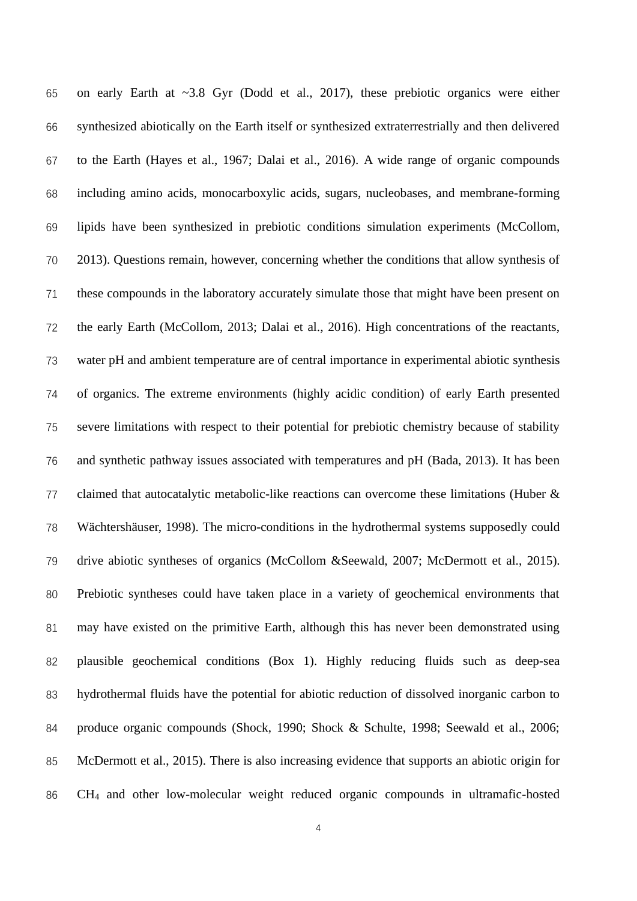on early Earth at ~3.8 Gyr (Dodd et al., 2017), these prebiotic organics were either synthesized abiotically on the Earth itself or synthesized extraterrestrially and then delivered to the Earth (Hayes et al., 1967; Dalai et al., 2016). A wide range of organic compounds including amino acids, monocarboxylic acids, sugars, nucleobases, and membrane-forming lipids have been synthesized in prebiotic conditions simulation experiments (McCollom, 2013). Questions remain, however, concerning whether the conditions that allow synthesis of these compounds in the laboratory accurately simulate those that might have been present on the early Earth (McCollom, 2013; Dalai et al., 2016). High concentrations of the reactants, water pH and ambient temperature are of central importance in experimental abiotic synthesis of organics. The extreme environments (highly acidic condition) of early Earth presented severe limitations with respect to their potential for prebiotic chemistry because of stability and synthetic pathway issues associated with temperatures and pH (Bada, 2013). It has been claimed that autocatalytic metabolic-like reactions can overcome these limitations (Huber & Wächtershäuser, 1998). The micro-conditions in the hydrothermal systems supposedly could drive abiotic syntheses of organics (McCollom &Seewald, 2007; McDermott et al., 2015). Prebiotic syntheses could have taken place in a variety of geochemical environments that may have existed on the primitive Earth, although this has never been demonstrated using plausible geochemical conditions (Box 1). Highly reducing fluids such as deep-sea hydrothermal fluids have the potential for abiotic reduction of dissolved inorganic carbon to produce organic compounds (Shock, 1990; Shock & Schulte, 1998; Seewald et al., 2006; McDermott et al., 2015). There is also increasing evidence that supports an abiotic origin for $CH_4$ and other low-molecular weight reduced organic compounds in ultramafic-hosted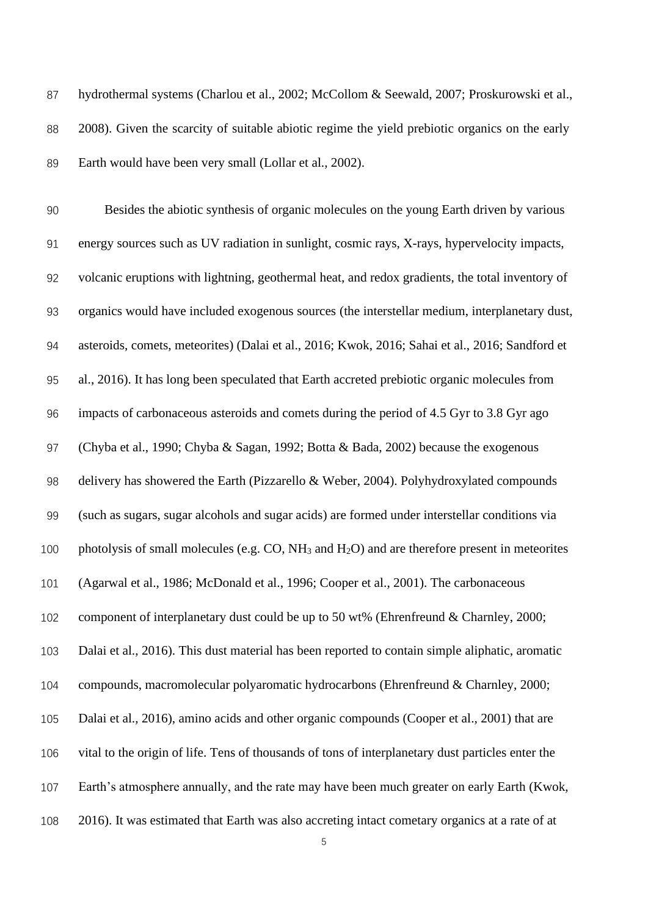hydrothermal systems (Charlou et al., 2002; McCollom & Seewald, 2007; Proskurowski et al., 2008). Given the scarcity of suitable abiotic regime the yield prebiotic organics on the early Earth would have been very small (Lollar et al., 2002).

Besides the abiotic synthesis of organic molecules on the young Earth driven by various energy sources such as UV radiation in sunlight, cosmic rays, X-rays, hypervelocity impacts, volcanic eruptions with lightning, geothermal heat, and redox gradients, the total inventory of organics would have included exogenous sources (the interstellar medium, interplanetary dust, asteroids, comets, meteorites) (Dalai et al., 2016; Kwok, 2016; Sahai et al., 2016; Sandford et al., 2016). It has long been speculated that Earth accreted prebiotic organic molecules from impacts of carbonaceous asteroids and comets during the period of 4.5 Gyr to 3.8 Gyr ago (Chyba et al., 1990; Chyba & Sagan, 1992; Botta & Bada, 2002) because the exogenous delivery has showered the Earth (Pizzarello & Weber, 2004). Polyhydroxylated compounds (such as sugars, sugar alcohols and sugar acids) are formed under interstellar conditions via photolysis of small molecules (e.g. CO, $NH_3$ and $H_2O$) and are therefore present in meteorites (Agarwal et al., 1986; McDonald et al., 1996; Cooper et al., 2001). The carbonaceous component of interplanetary dust could be up to 50 wt% (Ehrenfreund & Charnley, 2000; Dalai et al., 2016). This dust material has been reported to contain simple aliphatic, aromatic compounds, macromolecular polyaromatic hydrocarbons (Ehrenfreund & Charnley, 2000; Dalai et al., 2016), amino acids and other organic compounds (Cooper et al., 2001) that are vital to the origin of life. Tens of thousands of tons of interplanetary dust particles enter the Earth's atmosphere annually, and the rate may have been much greater on early Earth (Kwok, 2016). It was estimated that Earth was also accreting intact cometary organics at a rate of at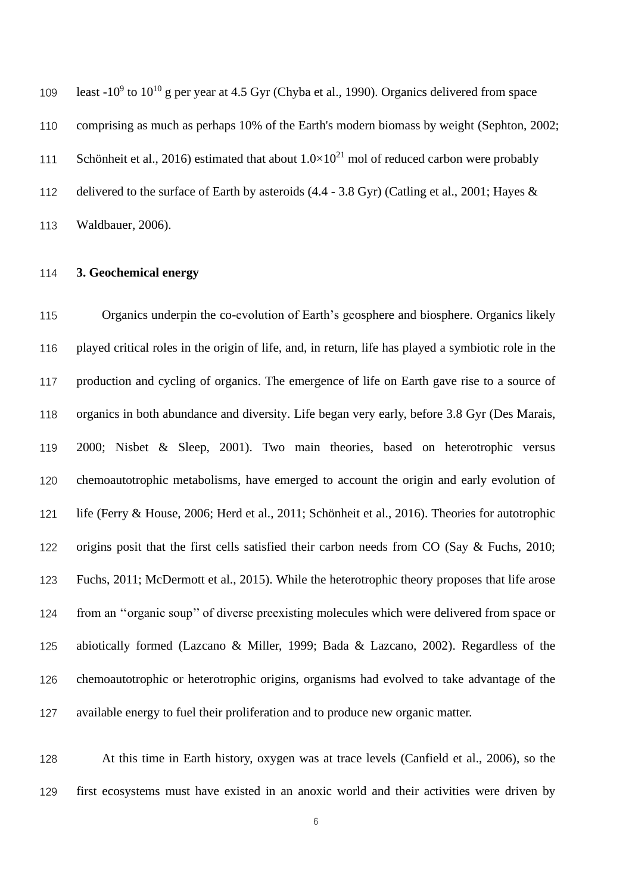least -$10^9$ to $10^{10}$ g per year at 4.5 Gyr (Chyba et al., 1990). Organics delivered from space comprising as much as perhaps 10% of the Earth's modern biomass by weight (Sephton, 2002; Schönheit et al., 2016) estimated that about $1.0 \times 10^{21}$ mol of reduced carbon were probably delivered to the surface of Earth by asteroids (4.4 - 3.8 Gyr) (Catling et al., 2001; Hayes & Waldbauer, 2006).

### 3. Geochemical energy

Organics underpin the co-evolution of Earth's geosphere and biosphere. Organics likely played critical roles in the origin of life, and, in return, life has played a symbiotic role in the production and cycling of organics. The emergence of life on Earth gave rise to a source of organics in both abundance and diversity. Life began very early, before 3.8 Gyr (Des Marais, 2000; Nisbet & Sleep, 2001). Two main theories, based on heterotrophic versus chemoautotrophic metabolisms, have emerged to account the origin and early evolution of life (Ferry & House, 2006; Herd et al., 2011; Schönheit et al., 2016). Theories for autotrophic origins posit that the first cells satisfied their carbon needs from CO (Say & Fuchs, 2010; Fuchs, 2011; McDermott et al., 2015). While the heterotrophic theory proposes that life arose from an ''organic soup'' of diverse preexisting molecules which were delivered from space or abiotically formed (Lazcano & Miller, 1999; Bada & Lazcano, 2002). Regardless of the chemoautotrophic or heterotrophic origins, organisms had evolved to take advantage of the available energy to fuel their proliferation and to produce new organic matter.

At this time in Earth history, oxygen was at trace levels (Canfield et al., 2006), so the first ecosystems must have existed in an anoxic world and their activities were driven by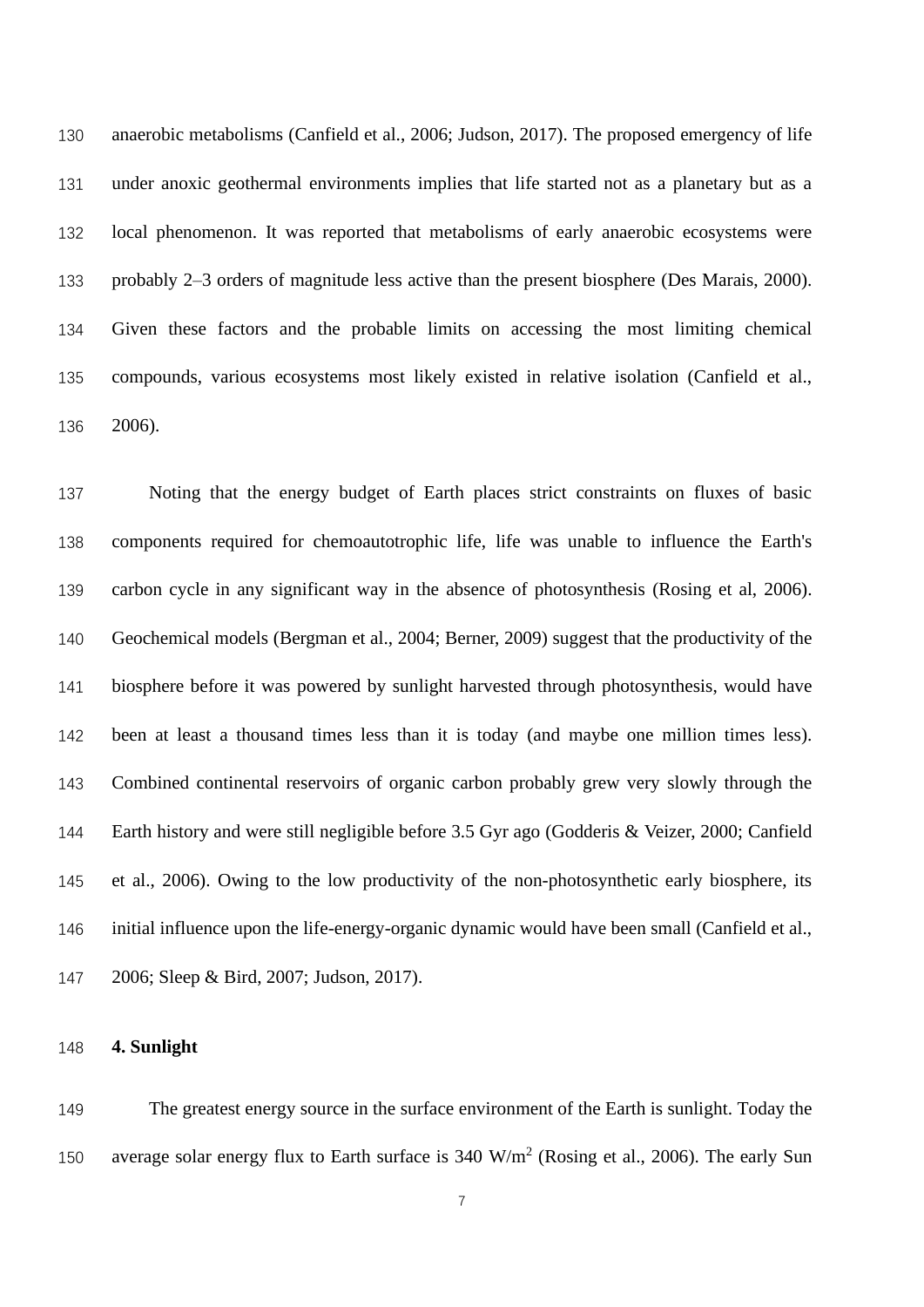anaerobic metabolisms (Canfield et al., 2006; Judson, 2017). The proposed emergency of life under anoxic geothermal environments implies that life started not as a planetary but as a local phenomenon. It was reported that metabolisms of early anaerobic ecosystems were probably 2–3 orders of magnitude less active than the present biosphere (Des Marais, 2000). Given these factors and the probable limits on accessing the most limiting chemical compounds, various ecosystems most likely existed in relative isolation (Canfield et al., 2006).

Noting that the energy budget of Earth places strict constraints on fluxes of basic components required for chemoautotrophic life, life was unable to influence the Earth's carbon cycle in any significant way in the absence of photosynthesis (Rosing et al, 2006). Geochemical models (Bergman et al., 2004; Berner, 2009) suggest that the productivity of the biosphere before it was powered by sunlight harvested through photosynthesis, would have been at least a thousand times less than it is today (and maybe one million times less). Combined continental reservoirs of organic carbon probably grew very slowly through the Earth history and were still negligible before 3.5 Gyr ago (Godderis & Veizer, 2000; Canfield et al., 2006). Owing to the low productivity of the non-photosynthetic early biosphere, its initial influence upon the life-energy-organic dynamic would have been small (Canfield et al., 2006; Sleep & Bird, 2007; Judson, 2017).

## 4. Sunlight

The greatest energy source in the surface environment of the Earth is sunlight. Today the average solar energy flux to Earth surface is 340 $W/m^2$ (Rosing et al., 2006). The early Sun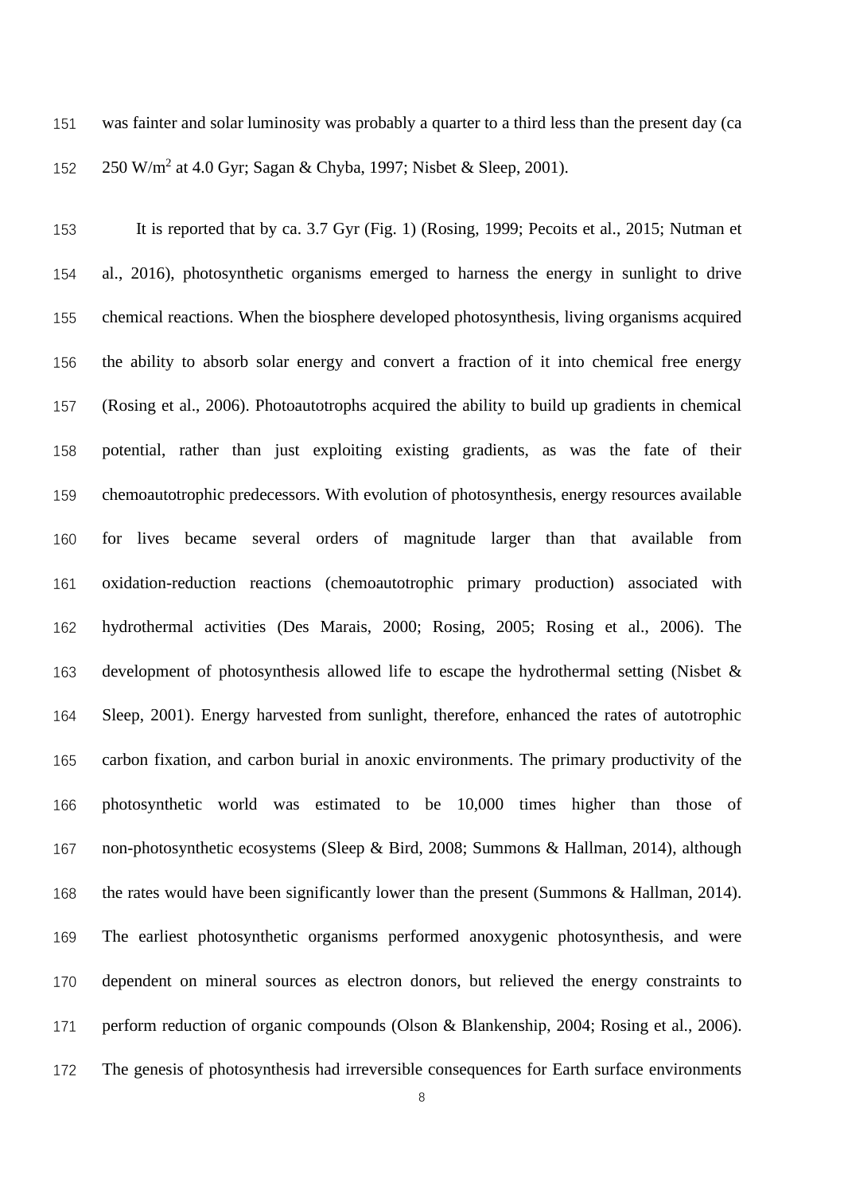was fainter and solar luminosity was probably a quarter to a third less than the present day (ca 250 $W/m^2$ at 4.0 Gyr; Sagan & Chyba, 1997; Nisbet & Sleep, 2001).

It is reported that by ca. 3.7 Gyr (Fig. 1) (Rosing, 1999; Pecoits et al., 2015; Nutman et al., 2016), photosynthetic organisms emerged to harness the energy in sunlight to drive chemical reactions. When the biosphere developed photosynthesis, living organisms acquired the ability to absorb solar energy and convert a fraction of it into chemical free energy (Rosing et al., 2006). Photoautotrophs acquired the ability to build up gradients in chemical potential, rather than just exploiting existing gradients, as was the fate of their chemoautotrophic predecessors. With evolution of photosynthesis, energy resources available for lives became several orders of magnitude larger than that available from oxidation-reduction reactions (chemoautotrophic primary production) associated with hydrothermal activities (Des Marais, 2000; Rosing, 2005; Rosing et al., 2006). The development of photosynthesis allowed life to escape the hydrothermal setting (Nisbet & Sleep, 2001). Energy harvested from sunlight, therefore, enhanced the rates of autotrophic carbon fixation, and carbon burial in anoxic environments. The primary productivity of the photosynthetic world was estimated to be 10,000 times higher than those of non-photosynthetic ecosystems (Sleep & Bird, 2008; Summons & Hallman, 2014), although the rates would have been significantly lower than the present (Summons & Hallman, 2014). The earliest photosynthetic organisms performed anoxygenic photosynthesis, and were dependent on mineral sources as electron donors, but relieved the energy constraints to perform reduction of organic compounds (Olson & Blankenship, 2004; Rosing et al., 2006). The genesis of photosynthesis had irreversible consequences for Earth surface environments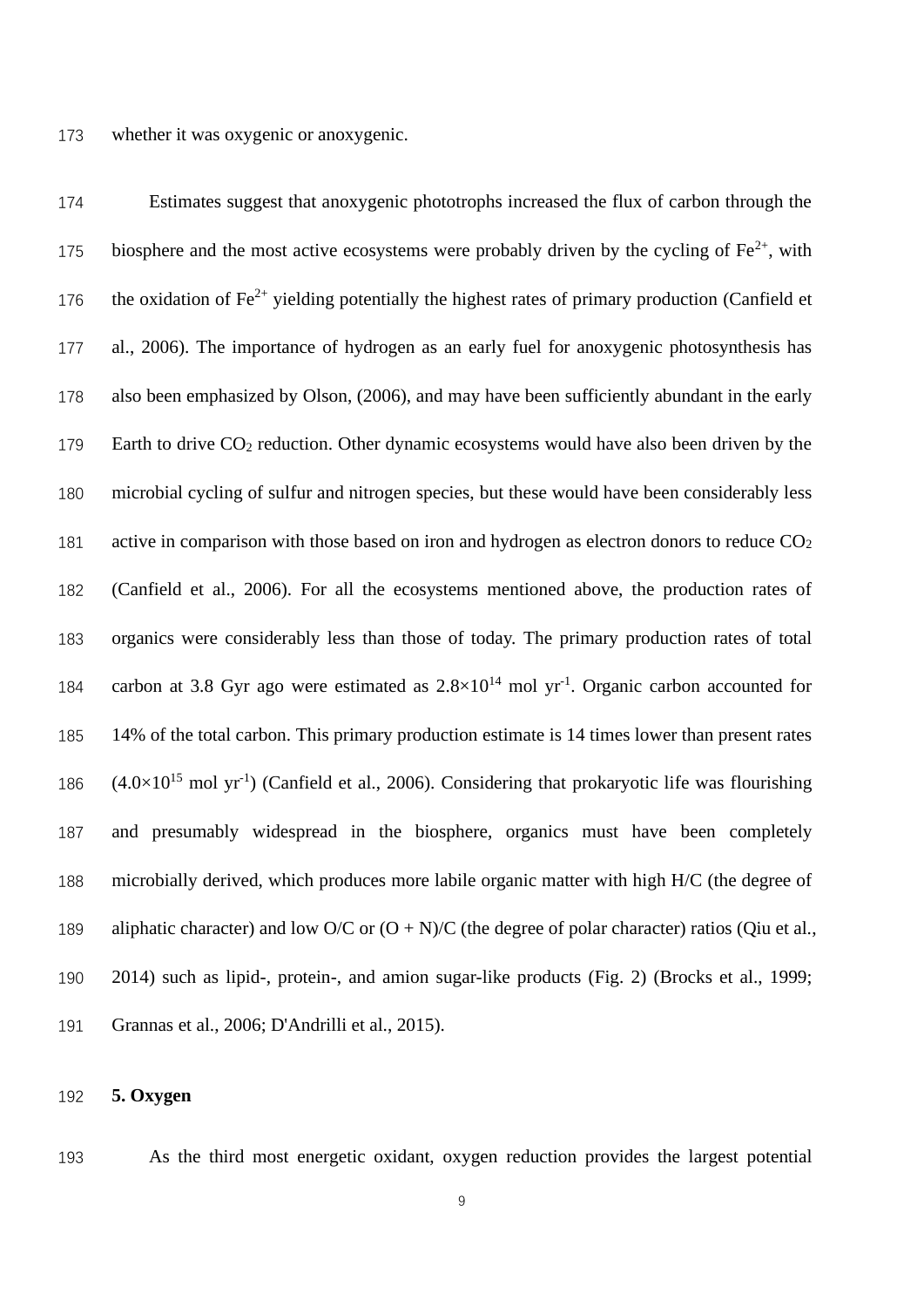whether it was oxygenic or anoxygenic.

Estimates suggest that anoxygenic phototrophs increased the flux of carbon through the biosphere and the most active ecosystems were probably driven by the cycling of $Fe^{2+}$, with the oxidation of $Fe^{2+}$ yielding potentially the highest rates of primary production (Canfield et al., 2006). The importance of hydrogen as an early fuel for anoxygenic photosynthesis has also been emphasized by Olson, (2006), and may have been sufficiently abundant in the early Earth to drive $CO_2$ reduction. Other dynamic ecosystems would have also been driven by the microbial cycling of sulfur and nitrogen species, but these would have been considerably less active in comparison with those based on iron and hydrogen as electron donors to reduce $CO_2$ (Canfield et al., 2006). For all the ecosystems mentioned above, the production rates of organics were considerably less than those of today. The primary production rates of total carbon at 3.8 Gyr ago were estimated as $2.8\times10^{14}$ mol $yr^{-1}$. Organic carbon accounted for 14% of the total carbon. This primary production estimate is 14 times lower than present rates ($4.0\times10^{15}$ mol $yr^{-1}$) (Canfield et al., 2006). Considering that prokaryotic life was flourishing and presumably widespread in the biosphere, organics must have been completely microbially derived, which produces more labile organic matter with high H/C (the degree of aliphatic character) and low O/C or (O + N)/C (the degree of polar character) ratios (Qiu et al., 2014) such as lipid-, protein-, and amion sugar-like products (Fig. 2) (Brocks et al., 1999; Grannas et al., 2006; D'Andrilli et al., 2015).

## 5. Oxygen

As the third most energetic oxidant, oxygen reduction provides the largest potential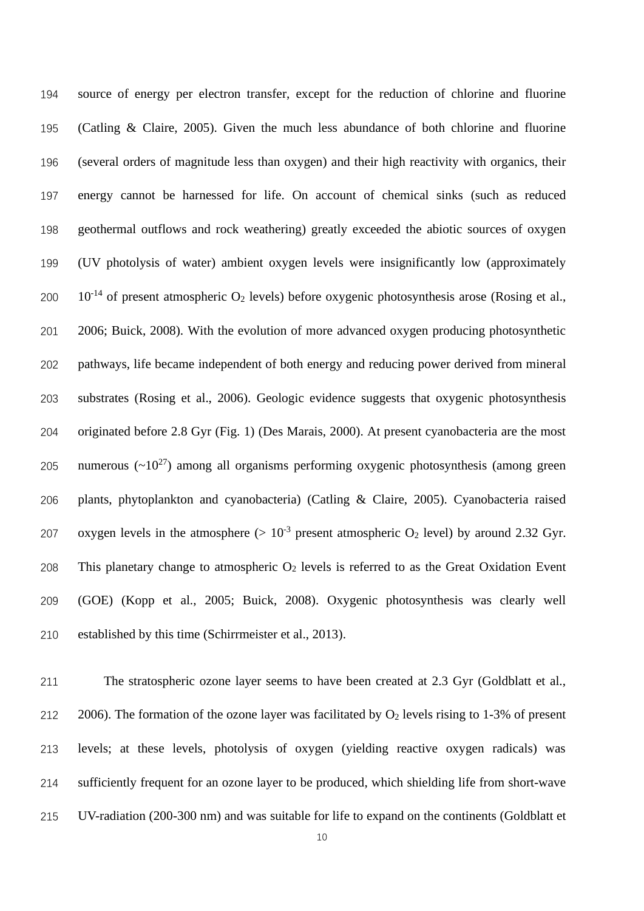source of energy per electron transfer, except for the reduction of chlorine and fluorine (Catling & Claire, 2005). Given the much less abundance of both chlorine and fluorine (several orders of magnitude less than oxygen) and their high reactivity with organics, their energy cannot be harnessed for life. On account of chemical sinks (such as reduced geothermal outflows and rock weathering) greatly exceeded the abiotic sources of oxygen (UV photolysis of water) ambient oxygen levels were insignificantly low (approximately $10^{-14}$ of present atmospheric $O_2$ levels) before oxygenic photosynthesis arose (Rosing et al., 2006; Buick, 2008). With the evolution of more advanced oxygen producing photosynthetic pathways, life became independent of both energy and reducing power derived from mineral substrates (Rosing et al., 2006). Geologic evidence suggests that oxygenic photosynthesis originated before 2.8 Gyr (Fig. 1) (Des Marais, 2000). At present cyanobacteria are the most numerous ($\sim 10^{27}$) among all organisms performing oxygenic photosynthesis (among green plants, phytoplankton and cyanobacteria) (Catling & Claire, 2005). Cyanobacteria raised oxygen levels in the atmosphere ($> 10^{-3}$ present atmospheric $O_2$ level) by around 2.32 Gyr. This planetary change to atmospheric $O_2$ levels is referred to as the Great Oxidation Event (GOE) (Kopp et al., 2005; Buick, 2008). Oxygenic photosynthesis was clearly well established by this time (Schirrmeister et al., 2013).

The stratospheric ozone layer seems to have been created at 2.3 Gyr (Goldblatt et al., 2006). The formation of the ozone layer was facilitated by $O_2$ levels rising to 1-3% of present levels; at these levels, photolysis of oxygen (yielding reactive oxygen radicals) was sufficiently frequent for an ozone layer to be produced, which shielding life from short-wave UV-radiation (200-300 nm) and was suitable for life to expand on the continents (Goldblatt et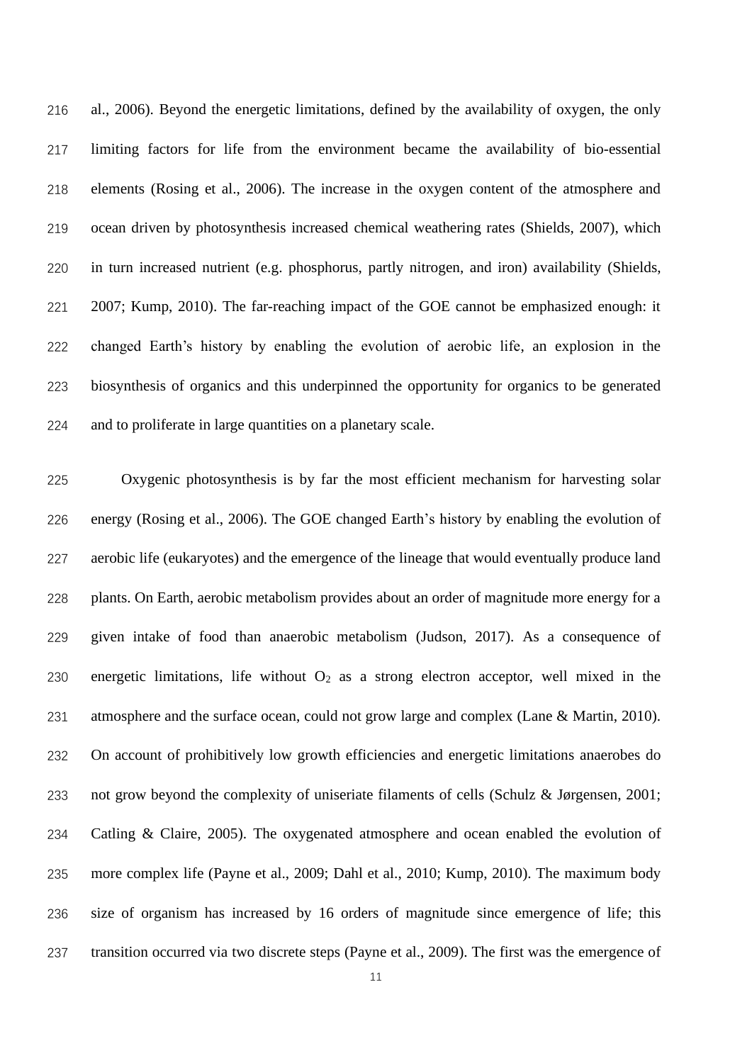al., 2006). Beyond the energetic limitations, defined by the availability of oxygen, the only limiting factors for life from the environment became the availability of bio-essential elements (Rosing et al., 2006). The increase in the oxygen content of the atmosphere and ocean driven by photosynthesis increased chemical weathering rates (Shields, 2007), which in turn increased nutrient (e.g. phosphorus, partly nitrogen, and iron) availability (Shields, 2007; Kump, 2010). The far-reaching impact of the GOE cannot be emphasized enough: it changed Earth's history by enabling the evolution of aerobic life, an explosion in the biosynthesis of organics and this underpinned the opportunity for organics to be generated and to proliferate in large quantities on a planetary scale.

Oxygenic photosynthesis is by far the most efficient mechanism for harvesting solar energy (Rosing et al., 2006). The GOE changed Earth's history by enabling the evolution of aerobic life (eukaryotes) and the emergence of the lineage that would eventually produce land plants. On Earth, aerobic metabolism provides about an order of magnitude more energy for a given intake of food than anaerobic metabolism (Judson, 2017). As a consequence of energetic limitations, life without $O_2$ as a strong electron acceptor, well mixed in the atmosphere and the surface ocean, could not grow large and complex (Lane & Martin, 2010). On account of prohibitively low growth efficiencies and energetic limitations anaerobes do not grow beyond the complexity of uniseriate filaments of cells (Schulz & Jørgensen, 2001; Catling & Claire, 2005). The oxygenated atmosphere and ocean enabled the evolution of more complex life (Payne et al., 2009; Dahl et al., 2010; Kump, 2010). The maximum body size of organism has increased by 16 orders of magnitude since emergence of life; this transition occurred via two discrete steps (Payne et al., 2009). The first was the emergence of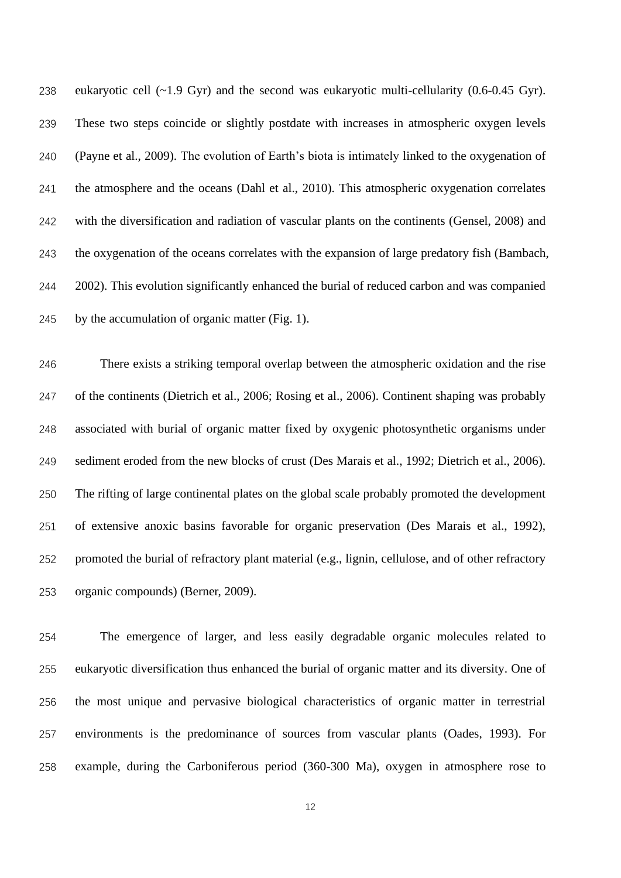eukaryotic cell (~1.9 Gyr) and the second was eukaryotic multi-cellularity (0.6-0.45 Gyr). These two steps coincide or slightly postdate with increases in atmospheric oxygen levels (Payne et al., 2009). The evolution of Earth's biota is intimately linked to the oxygenation of the atmosphere and the oceans (Dahl et al., 2010). This atmospheric oxygenation correlates with the diversification and radiation of vascular plants on the continents (Gensel, 2008) and the oxygenation of the oceans correlates with the expansion of large predatory fish (Bambach, 2002). This evolution significantly enhanced the burial of reduced carbon and was companied by the accumulation of organic matter (Fig. 1).

There exists a striking temporal overlap between the atmospheric oxidation and the rise of the continents (Dietrich et al., 2006; Rosing et al., 2006). Continent shaping was probably associated with burial of organic matter fixed by oxygenic photosynthetic organisms under sediment eroded from the new blocks of crust (Des Marais et al., 1992; Dietrich et al., 2006). The rifting of large continental plates on the global scale probably promoted the development of extensive anoxic basins favorable for organic preservation (Des Marais et al., 1992), promoted the burial of refractory plant material (e.g., lignin, cellulose, and of other refractory organic compounds) (Berner, 2009).

The emergence of larger, and less easily degradable organic molecules related to eukaryotic diversification thus enhanced the burial of organic matter and its diversity. One of the most unique and pervasive biological characteristics of organic matter in terrestrial environments is the predominance of sources from vascular plants (Oades, 1993). For example, during the Carboniferous period (360-300 Ma), oxygen in atmosphere rose to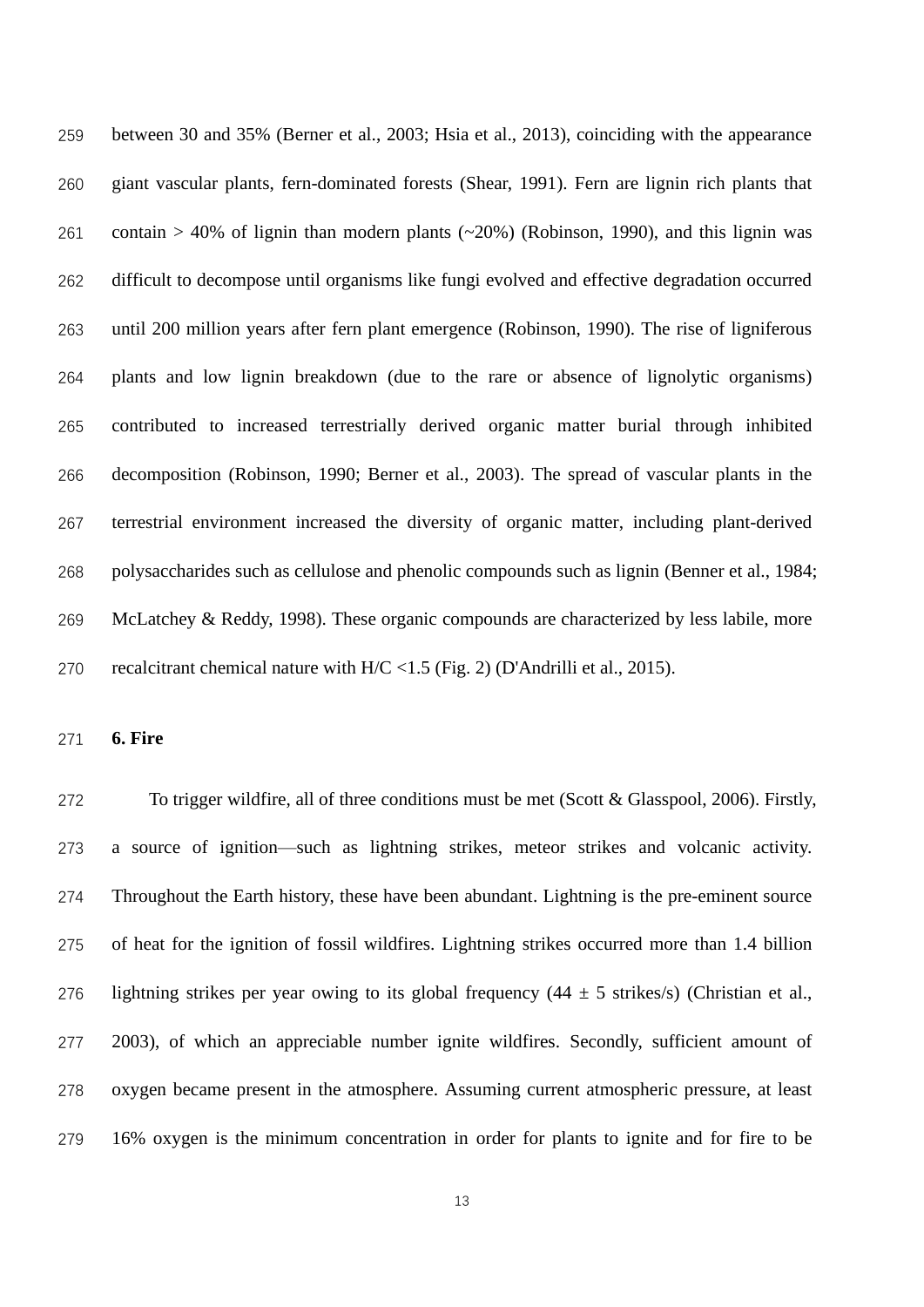between 30 and 35% (Berner et al., 2003; Hsia et al., 2013), coinciding with the appearance giant vascular plants, fern-dominated forests (Shear, 1991). Fern are lignin rich plants that contain > 40% of lignin than modern plants (~20%) (Robinson, 1990), and this lignin was difficult to decompose until organisms like fungi evolved and effective degradation occurred until 200 million years after fern plant emergence (Robinson, 1990). The rise of ligniferous plants and low lignin breakdown (due to the rare or absence of lignolytic organisms) contributed to increased terrestrially derived organic matter burial through inhibited decomposition (Robinson, 1990; Berner et al., 2003). The spread of vascular plants in the terrestrial environment increased the diversity of organic matter, including plant-derived polysaccharides such as cellulose and phenolic compounds such as lignin (Benner et al., 1984; McLatchey & Reddy, 1998). These organic compounds are characterized by less labile, more recalcitrant chemical nature with H/C <1.5 (Fig. 2) (D'Andrilli et al., 2015).

## 6. Fire

To trigger wildfire, all of three conditions must be met (Scott & Glasspool, 2006). Firstly, a source of ignition—such as lightning strikes, meteor strikes and volcanic activity. Throughout the Earth history, these have been abundant. Lightning is the pre-eminent source of heat for the ignition of fossil wildfires. Lightning strikes occurred more than 1.4 billion lightning strikes per year owing to its global frequency (44 ± 5 strikes/s) (Christian et al., 2003), of which an appreciable number ignite wildfires. Secondly, sufficient amount of oxygen became present in the atmosphere. Assuming current atmospheric pressure, at least 16% oxygen is the minimum concentration in order for plants to ignite and for fire to be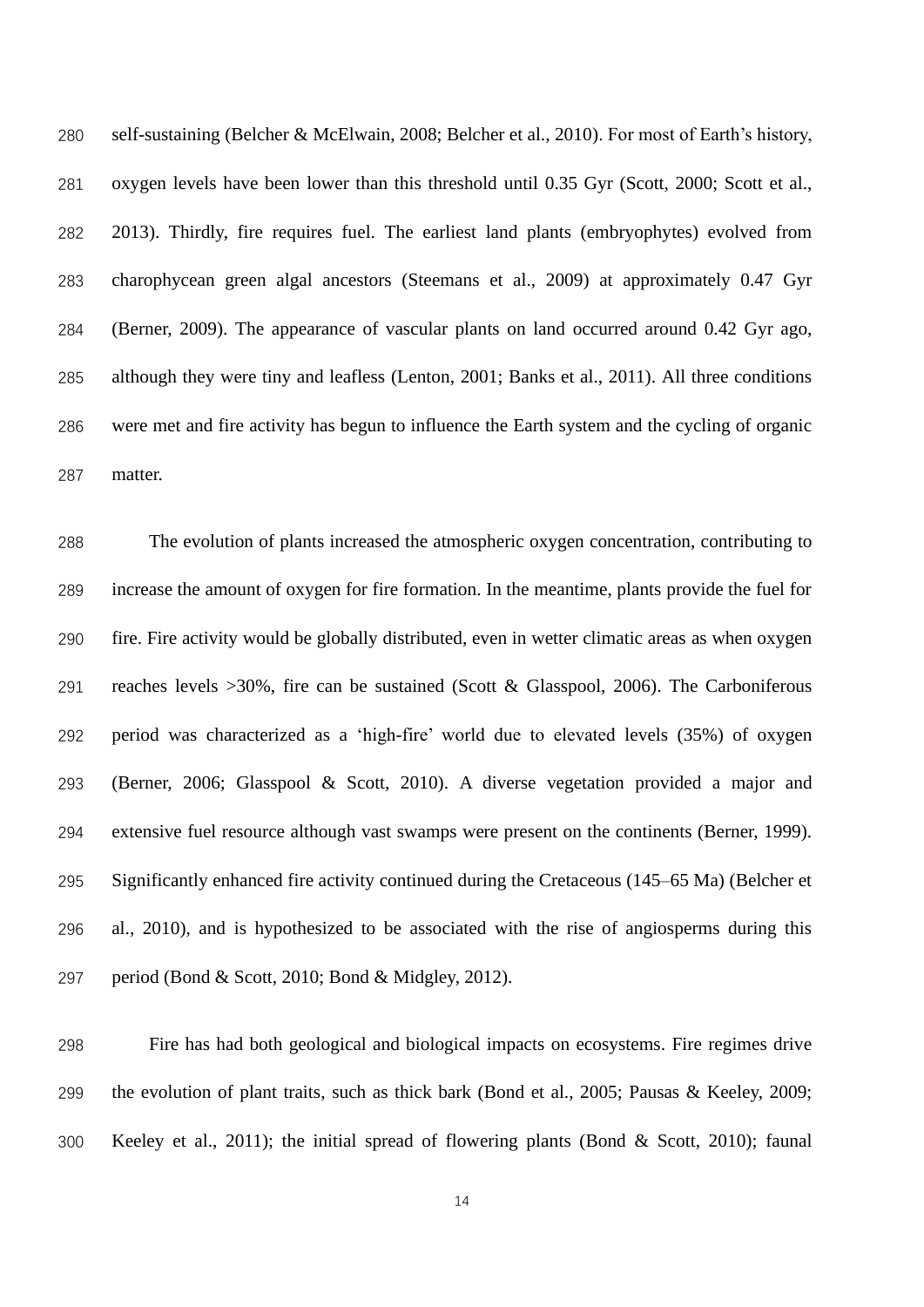self-sustaining (Belcher & McElwain, 2008; Belcher et al., 2010). For most of Earth's history, oxygen levels have been lower than this threshold until 0.35 Gyr (Scott, 2000; Scott et al., 2013). Thirdly, fire requires fuel. The earliest land plants (embryophytes) evolved from charophycean green algal ancestors (Steemans et al., 2009) at approximately 0.47 Gyr (Berner, 2009). The appearance of vascular plants on land occurred around 0.42 Gyr ago, although they were tiny and leafless (Lenton, 2001; Banks et al., 2011). All three conditions were met and fire activity has begun to influence the Earth system and the cycling of organic matter.

The evolution of plants increased the atmospheric oxygen concentration, contributing to increase the amount of oxygen for fire formation. In the meantime, plants provide the fuel for fire. Fire activity would be globally distributed, even in wetter climatic areas as when oxygen reaches levels >30%, fire can be sustained (Scott & Glasspool, 2006). The Carboniferous period was characterized as a 'high-fire' world due to elevated levels (35%) of oxygen (Berner, 2006; Glasspool & Scott, 2010). A diverse vegetation provided a major and extensive fuel resource although vast swamps were present on the continents (Berner, 1999). Significantly enhanced fire activity continued during the Cretaceous (145–65 Ma) (Belcher et al., 2010), and is hypothesized to be associated with the rise of angiosperms during this period (Bond & Scott, 2010; Bond & Midgley, 2012).

Fire has had both geological and biological impacts on ecosystems. Fire regimes drive the evolution of plant traits, such as thick bark (Bond et al., 2005; Pausas & Keeley, 2009; Keeley et al., 2011); the initial spread of flowering plants (Bond & Scott, 2010); faunal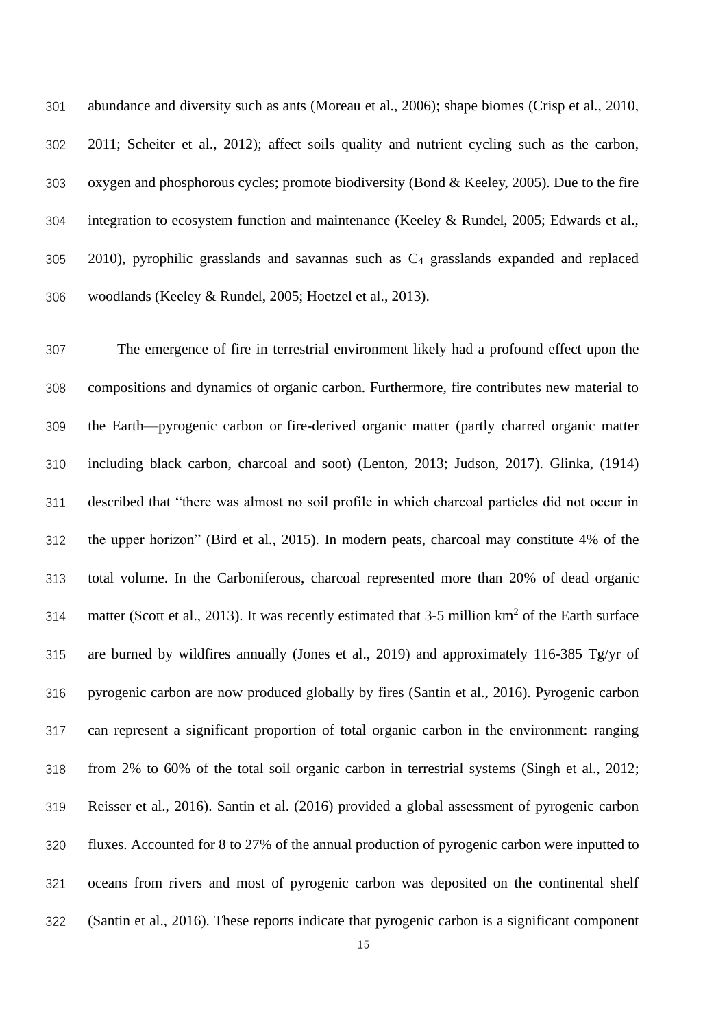abundance and diversity such as ants (Moreau et al., 2006); shape biomes (Crisp et al., 2010, 2011; Scheiter et al., 2012); affect soils quality and nutrient cycling such as the carbon, oxygen and phosphorous cycles; promote biodiversity (Bond & Keeley, 2005). Due to the fire integration to ecosystem function and maintenance (Keeley & Rundel, 2005; Edwards et al., 2010), pyrophilic grasslands and savannas such as $C_4$ grasslands expanded and replaced woodlands (Keeley & Rundel, 2005; Hoetzel et al., 2013).

The emergence of fire in terrestrial environment likely had a profound effect upon the compositions and dynamics of organic carbon. Furthermore, fire contributes new material to the Earth—pyrogenic carbon or fire-derived organic matter (partly charred organic matter including black carbon, charcoal and soot) (Lenton, 2013; Judson, 2017). Glinka, (1914) described that "there was almost no soil profile in which charcoal particles did not occur in the upper horizon" (Bird et al., 2015). In modern peats, charcoal may constitute 4% of the total volume. In the Carboniferous, charcoal represented more than 20% of dead organic matter (Scott et al., 2013). It was recently estimated that 3-5 million $km^2$ of the Earth surface are burned by wildfires annually (Jones et al., 2019) and approximately 116-385 Tg/yr of pyrogenic carbon are now produced globally by fires (Santin et al., 2016). Pyrogenic carbon can represent a significant proportion of total organic carbon in the environment: ranging from 2% to 60% of the total soil organic carbon in terrestrial systems (Singh et al., 2012; Reisser et al., 2016). Santin et al. (2016) provided a global assessment of pyrogenic carbon fluxes. Accounted for 8 to 27% of the annual production of pyrogenic carbon were inputted to oceans from rivers and most of pyrogenic carbon was deposited on the continental shelf (Santin et al., 2016). These reports indicate that pyrogenic carbon is a significant component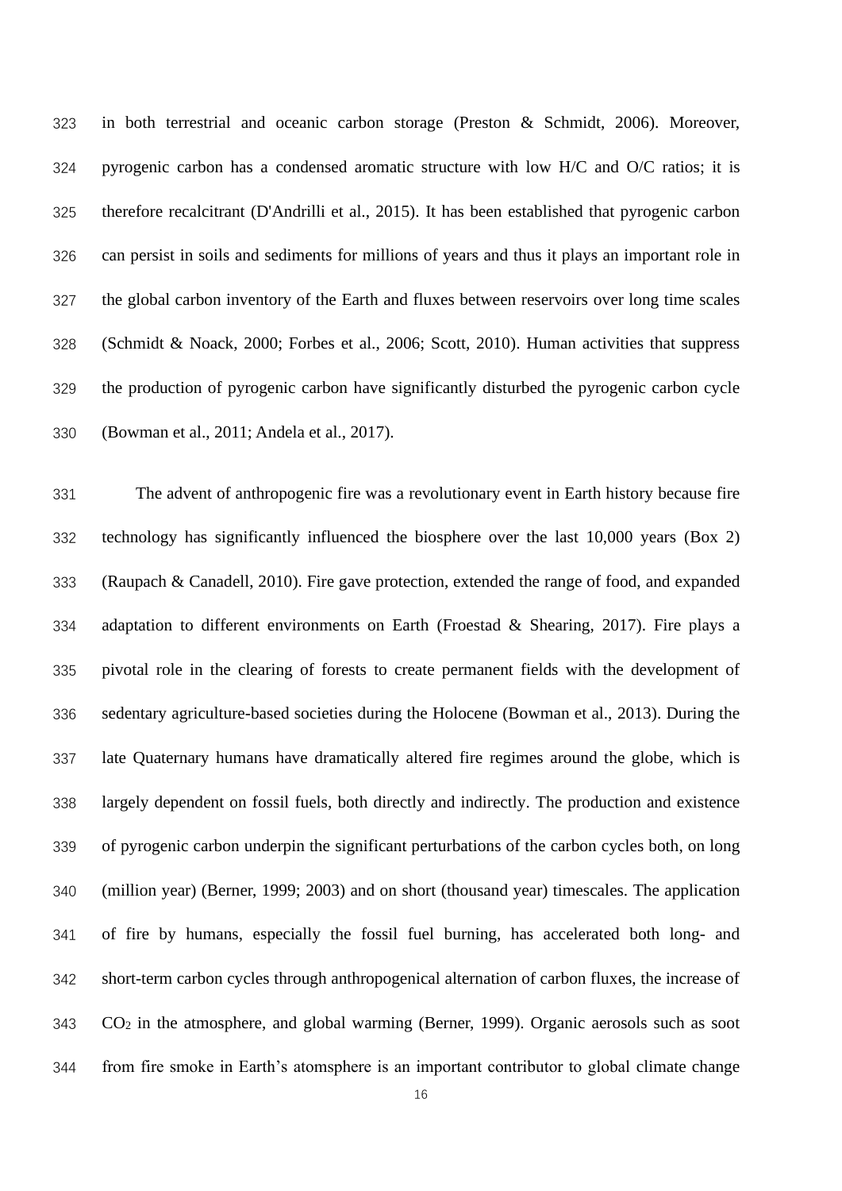in both terrestrial and oceanic carbon storage (Preston & Schmidt, 2006). Moreover, pyrogenic carbon has a condensed aromatic structure with low H/C and O/C ratios; it is therefore recalcitrant (D'Andrilli et al., 2015). It has been established that pyrogenic carbon can persist in soils and sediments for millions of years and thus it plays an important role in the global carbon inventory of the Earth and fluxes between reservoirs over long time scales (Schmidt & Noack, 2000; Forbes et al., 2006; Scott, 2010). Human activities that suppress the production of pyrogenic carbon have significantly disturbed the pyrogenic carbon cycle (Bowman et al., 2011; Andela et al., 2017).

The advent of anthropogenic fire was a revolutionary event in Earth history because fire technology has significantly influenced the biosphere over the last 10,000 years (Box 2) (Raupach & Canadell, 2010). Fire gave protection, extended the range of food, and expanded adaptation to different environments on Earth (Froestad & Shearing, 2017). Fire plays a pivotal role in the clearing of forests to create permanent fields with the development of sedentary agriculture-based societies during the Holocene (Bowman et al., 2013). During the late Quaternary humans have dramatically altered fire regimes around the globe, which is largely dependent on fossil fuels, both directly and indirectly. The production and existence of pyrogenic carbon underpin the significant perturbations of the carbon cycles both, on long (million year) (Berner, 1999; 2003) and on short (thousand year) timescales. The application of fire by humans, especially the fossil fuel burning, has accelerated both long- and short-term carbon cycles through anthropogenical alternation of carbon fluxes, the increase of $CO_2$ in the atmosphere, and global warming (Berner, 1999). Organic aerosols such as soot from fire smoke in Earth's atomsphere is an important contributor to global climate change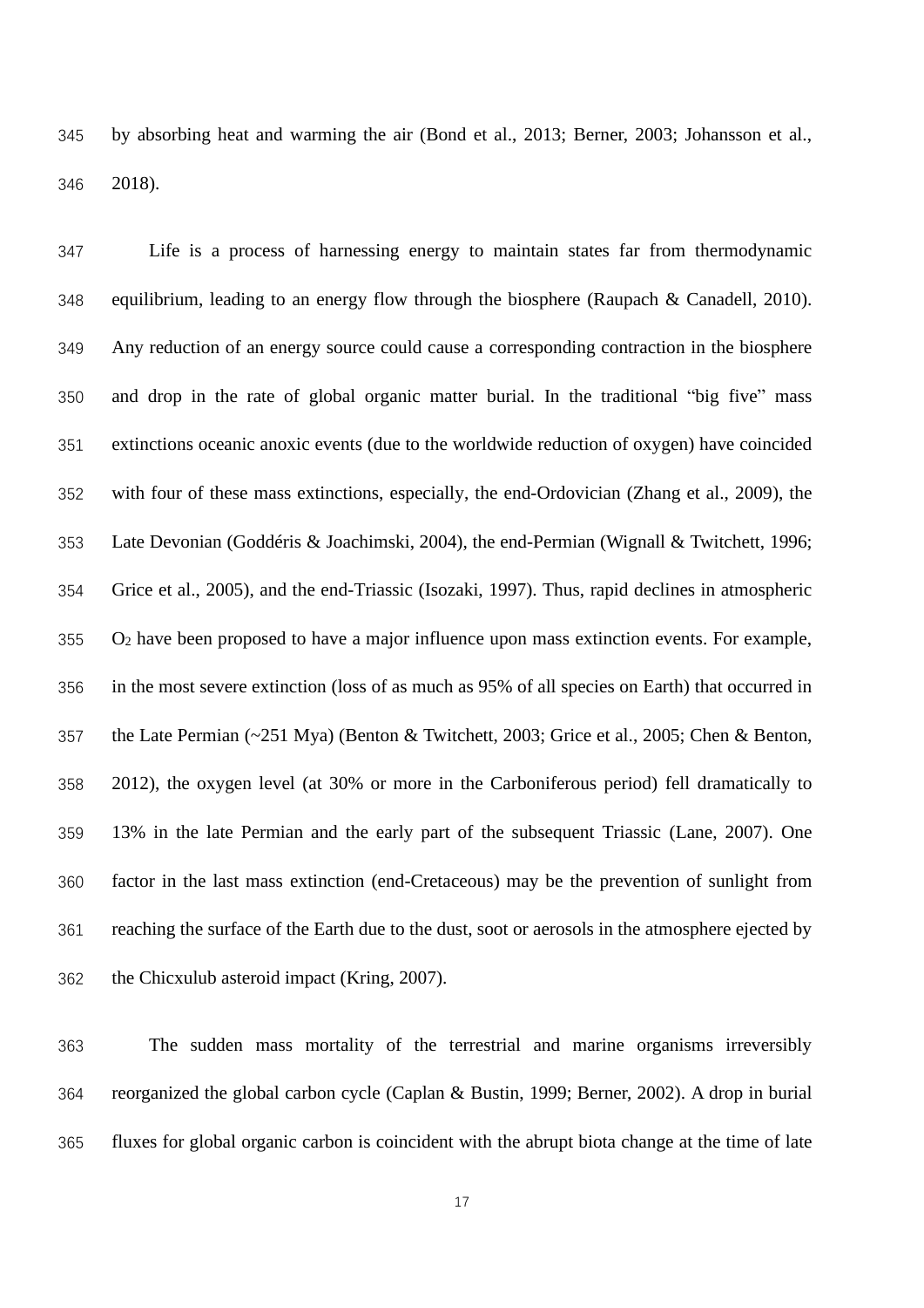by absorbing heat and warming the air (Bond et al., 2013; Berner, 2003; Johansson et al., 2018).

Life is a process of harnessing energy to maintain states far from thermodynamic equilibrium, leading to an energy flow through the biosphere (Raupach & Canadell, 2010). Any reduction of an energy source could cause a corresponding contraction in the biosphere and drop in the rate of global organic matter burial. In the traditional "big five" mass extinctions oceanic anoxic events (due to the worldwide reduction of oxygen) have coincided with four of these mass extinctions, especially, the end-Ordovician (Zhang et al., 2009), the Late Devonian (Goddéris & Joachimski, 2004), the end-Permian (Wignall & Twitchett, 1996; Grice et al., 2005), and the end-Triassic (Isozaki, 1997). Thus, rapid declines in atmospheric $O_2$ have been proposed to have a major influence upon mass extinction events. For example, in the most severe extinction (loss of as much as 95% of all species on Earth) that occurred in the Late Permian (~251 Mya) (Benton & Twitchett, 2003; Grice et al., 2005; Chen & Benton, 2012), the oxygen level (at 30% or more in the Carboniferous period) fell dramatically to 13% in the late Permian and the early part of the subsequent Triassic (Lane, 2007). One factor in the last mass extinction (end-Cretaceous) may be the prevention of sunlight from reaching the surface of the Earth due to the dust, soot or aerosols in the atmosphere ejected by the Chicxulub asteroid impact (Kring, 2007).

The sudden mass mortality of the terrestrial and marine organisms irreversibly reorganized the global carbon cycle (Caplan & Bustin, 1999; Berner, 2002). A drop in burial fluxes for global organic carbon is coincident with the abrupt biota change at the time of late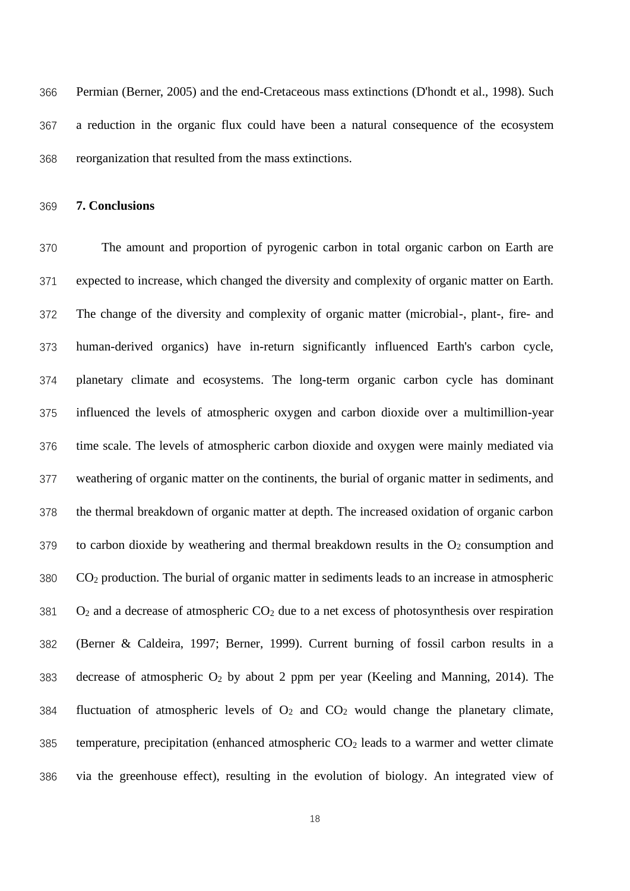Permian (Berner, 2005) and the end-Cretaceous mass extinctions (D'hondt et al., 1998). Such a reduction in the organic flux could have been a natural consequence of the ecosystem reorganization that resulted from the mass extinctions.

## 7. Conclusions

The amount and proportion of pyrogenic carbon in total organic carbon on Earth are expected to increase, which changed the diversity and complexity of organic matter on Earth. The change of the diversity and complexity of organic matter (microbial-, plant-, fire- and human-derived organics) have in-return significantly influenced Earth's carbon cycle, planetary climate and ecosystems. The long-term organic carbon cycle has dominant influenced the levels of atmospheric oxygen and carbon dioxide over a multimillion-year time scale. The levels of atmospheric carbon dioxide and oxygen were mainly mediated via weathering of organic matter on the continents, the burial of organic matter in sediments, and the thermal breakdown of organic matter at depth. The increased oxidation of organic carbon to carbon dioxide by weathering and thermal breakdown results in the $O_2$ consumption and $CO_2$ production. The burial of organic matter in sediments leads to an increase in atmospheric $O_2$ and a decrease of atmospheric $CO_2$ due to a net excess of photosynthesis over respiration (Berner & Caldeira, 1997; Berner, 1999). Current burning of fossil carbon results in a decrease of atmospheric $O_2$ by about 2 ppm per year (Keeling and Manning, 2014). The fluctuation of atmospheric levels of $O_2$ and $CO_2$ would change the planetary climate, temperature, precipitation (enhanced atmospheric $CO_2$ leads to a warmer and wetter climate via the greenhouse effect), resulting in the evolution of biology. An integrated view of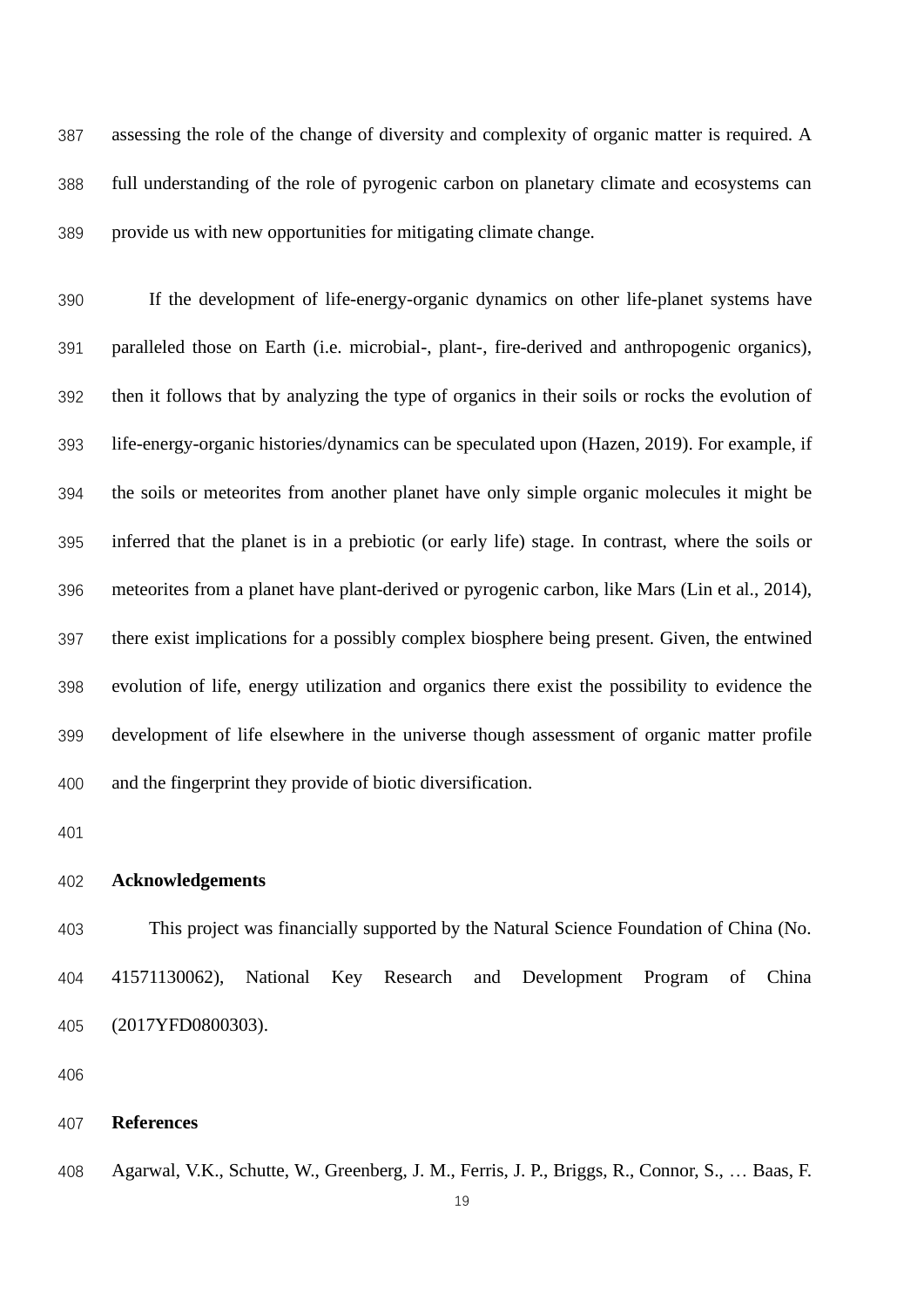assessing the role of the change of diversity and complexity of organic matter is required. A full understanding of the role of pyrogenic carbon on planetary climate and ecosystems can provide us with new opportunities for mitigating climate change.

If the development of life-energy-organic dynamics on other life-planet systems have paralleled those on Earth (i.e. microbial-, plant-, fire-derived and anthropogenic organics), then it follows that by analyzing the type of organics in their soils or rocks the evolution of life-energy-organic histories/dynamics can be speculated upon (Hazen, 2019). For example, if the soils or meteorites from another planet have only simple organic molecules it might be inferred that the planet is in a prebiotic (or early life) stage. In contrast, where the soils or meteorites from a planet have plant-derived or pyrogenic carbon, like Mars (Lin et al., 2014), there exist implications for a possibly complex biosphere being present. Given, the entwined evolution of life, energy utilization and organics there exist the possibility to evidence the development of life elsewhere in the universe though assessment of organic matter profile and the fingerprint they provide of biotic diversification.

## Acknowledgements

This project was financially supported by the Natural Science Foundation of China (No. 41571130062), National Key Research and Development Program of China (2017YFD0800303).

## References

Agarwal, V.K., Schutte, W., Greenberg, J. M., Ferris, J. P., Briggs, R., Connor, S., … Baas, F.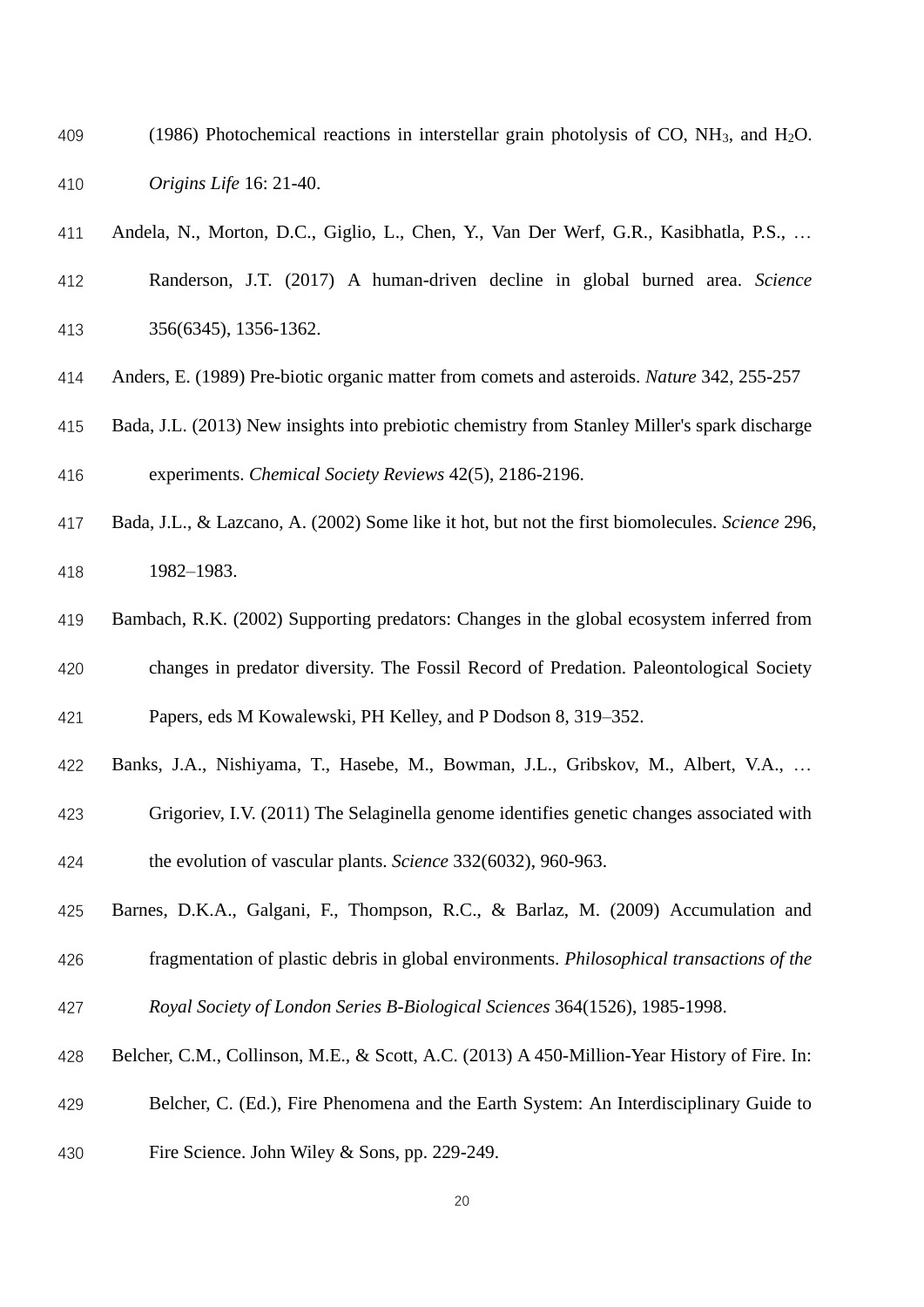(1986) Photochemical reactions in interstellar grain photolysis of CO, $NH_3$, and $H_2O$. *Origins Life* 16: 21-40.

Andela, N., Morton, D.C., Giglio, L., Chen, Y., Van Der Werf, G.R., Kasibhatla, P.S., … Randerson, J.T. (2017) A human-driven decline in global burned area. *Science* 356(6345), 1356-1362.

Anders, E. (1989) Pre-biotic organic matter from comets and asteroids. *Nature* 342, 255-257

Bada, J.L. (2013) New insights into prebiotic chemistry from Stanley Miller's spark discharge experiments. *Chemical Society Reviews* 42(5), 2186-2196.

Bada, J.L., & Lazcano, A. (2002) Some like it hot, but not the first biomolecules. *Science* 296, 1982–1983.

Bambach, R.K. (2002) Supporting predators: Changes in the global ecosystem inferred from changes in predator diversity. The Fossil Record of Predation. Paleontological Society Papers, eds M Kowalewski, PH Kelley, and P Dodson 8, 319–352.

Banks, J.A., Nishiyama, T., Hasebe, M., Bowman, J.L., Gribskov, M., Albert, V.A., … Grigoriev, I.V. (2011) The Selaginella genome identifies genetic changes associated with the evolution of vascular plants. *Science* 332(6032), 960-963.

Barnes, D.K.A., Galgani, F., Thompson, R.C., & Barlaz, M. (2009) Accumulation and fragmentation of plastic debris in global environments. *Philosophical transactions of the Royal Society of London Series B-Biological Sciences* 364(1526), 1985-1998.

Belcher, C.M., Collinson, M.E., & Scott, A.C. (2013) A 450-Million-Year History of Fire. In: Belcher, C. (Ed.), Fire Phenomena and the Earth System: An Interdisciplinary Guide to Fire Science. John Wiley & Sons, pp. 229-249.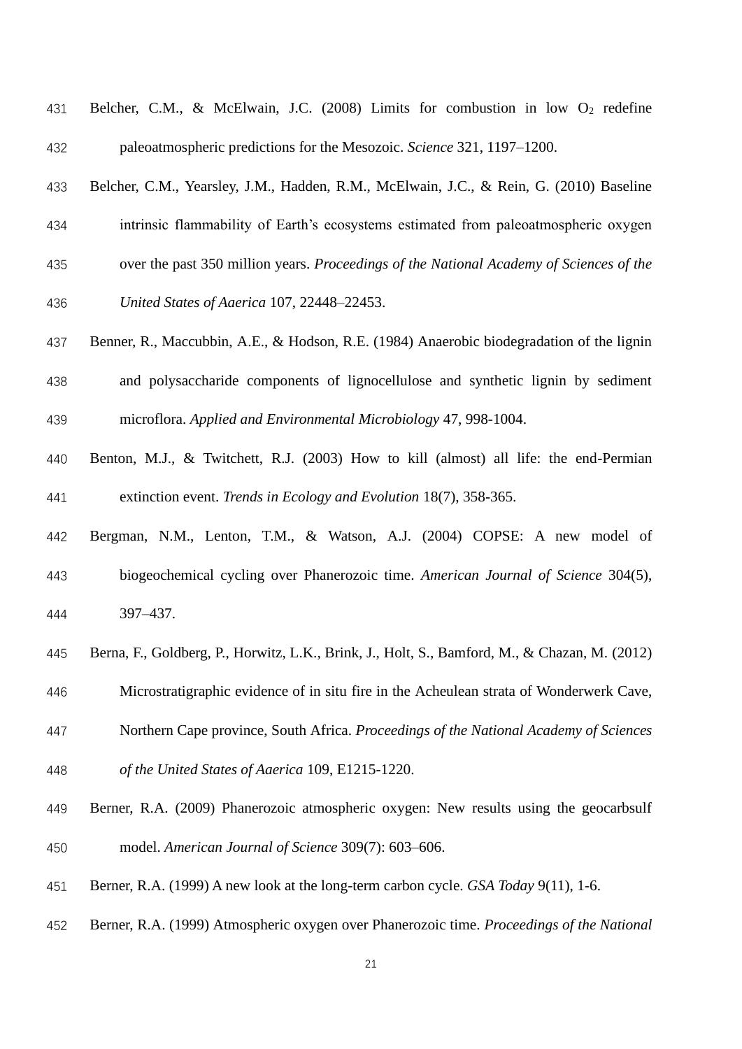Belcher, C.M., & McElwain, J.C. (2008) Limits for combustion in low $O_2$ redefine paleoatmospheric predictions for the Mesozoic. *Science* 321, 1197–1200.

Belcher, C.M., Yearsley, J.M., Hadden, R.M., McElwain, J.C., & Rein, G. (2010) Baseline intrinsic flammability of Earth's ecosystems estimated from paleoatmospheric oxygen over the past 350 million years. *Proceedings of the National Academy of Sciences of the United States of Aaerica* 107, 22448–22453.

Benner, R., Maccubbin, A.E., & Hodson, R.E. (1984) Anaerobic biodegradation of the lignin and polysaccharide components of lignocellulose and synthetic lignin by sediment microflora. *Applied and Environmental Microbiology* 47, 998-1004.

Benton, M.J., & Twitchett, R.J. (2003) How to kill (almost) all life: the end-Permian extinction event. *Trends in Ecology and Evolution* 18(7), 358-365.

Bergman, N.M., Lenton, T.M., & Watson, A.J. (2004) COPSE: A new model of biogeochemical cycling over Phanerozoic time. *American Journal of Science* 304(5), 397–437.

Berna, F., Goldberg, P., Horwitz, L.K., Brink, J., Holt, S., Bamford, M., & Chazan, M. (2012) Microstratigraphic evidence of in situ fire in the Acheulean strata of Wonderwerk Cave, Northern Cape province, South Africa. *Proceedings of the National Academy of Sciences of the United States of Aaerica* 109, E1215-1220.

Berner, R.A. (2009) Phanerozoic atmospheric oxygen: New results using the geocarbsulf model. *American Journal of Science* 309(7): 603–606.

Berner, R.A. (1999) A new look at the long-term carbon cycle. *GSA Today* 9(11), 1-6.

Berner, R.A. (1999) Atmospheric oxygen over Phanerozoic time. *Proceedings of the National*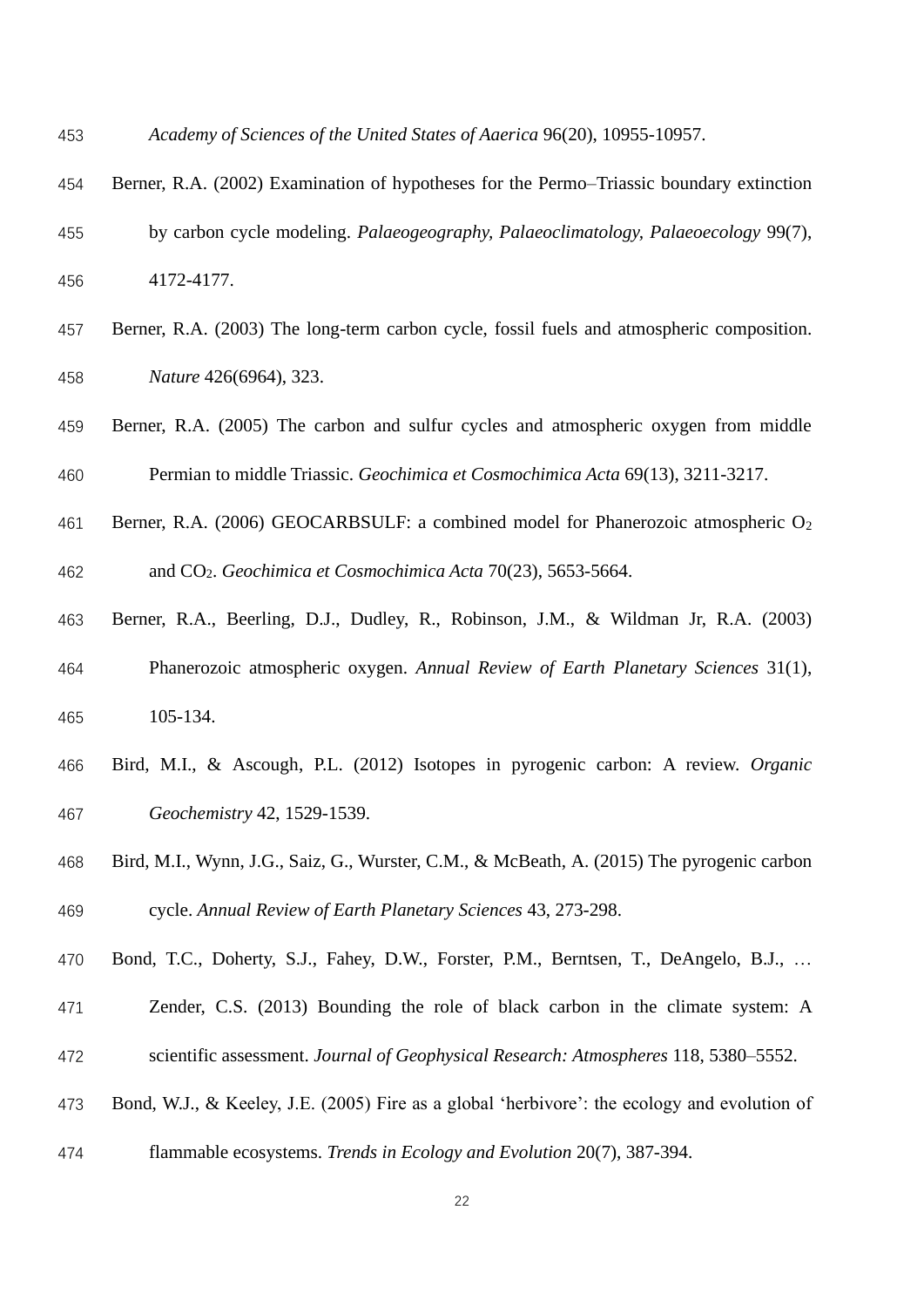*Academy of Sciences of the United States of Aaerica* 96(20), 10955-10957.

Berner, R.A. (2002) Examination of hypotheses for the Permo–Triassic boundary extinction by carbon cycle modeling. *Palaeogeography, Palaeoclimatology, Palaeoecology* 99(7), 4172-4177.

Berner, R.A. (2003) The long-term carbon cycle, fossil fuels and atmospheric composition. *Nature* 426(6964), 323.

Berner, R.A. (2005) The carbon and sulfur cycles and atmospheric oxygen from middle Permian to middle Triassic. *Geochimica et Cosmochimica Acta* 69(13), 3211-3217.

Berner, R.A. (2006) GEOCARBSULF: a combined model for Phanerozoic atmospheric $O_2$ and $CO_2$. *Geochimica et Cosmochimica Acta* 70(23), 5653-5664.

Berner, R.A., Beerling, D.J., Dudley, R., Robinson, J.M., & Wildman Jr, R.A. (2003) Phanerozoic atmospheric oxygen. *Annual Review of Earth Planetary Sciences* 31(1), 105-134.

Bird, M.I., & Ascough, P.L. (2012) Isotopes in pyrogenic carbon: A review. *Organic Geochemistry* 42, 1529-1539.

Bird, M.I., Wynn, J.G., Saiz, G., Wurster, C.M., & McBeath, A. (2015) The pyrogenic carbon cycle. *Annual Review of Earth Planetary Sciences* 43, 273-298.

Bond, T.C., Doherty, S.J., Fahey, D.W., Forster, P.M., Berntsen, T., DeAngelo, B.J., … Zender, C.S. (2013) Bounding the role of black carbon in the climate system: A scientific assessment. *Journal of Geophysical Research: Atmospheres* 118, 5380–5552.

Bond, W.J., & Keeley, J.E. (2005) Fire as a global 'herbivore': the ecology and evolution of flammable ecosystems. *Trends in Ecology and Evolution* 20(7), 387-394.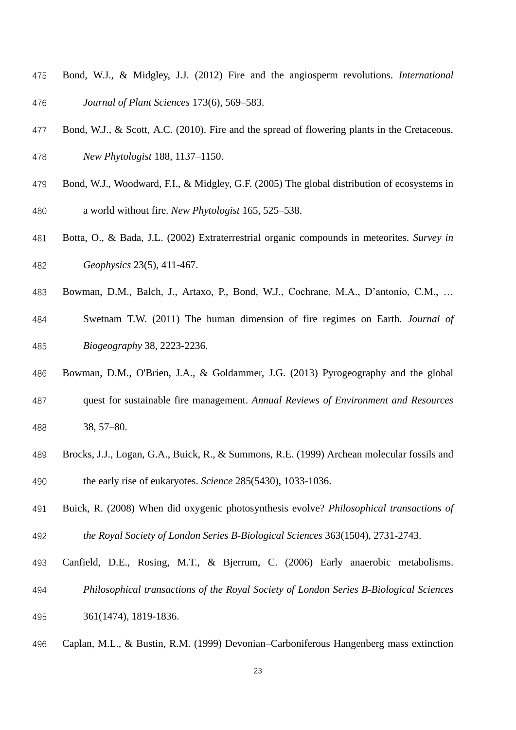Bond, W.J., & Midgley, J.J. (2012) Fire and the angiosperm revolutions. *International Journal of Plant Sciences* 173(6), 569–583.

Bond, W.J., & Scott, A.C. (2010). Fire and the spread of flowering plants in the Cretaceous. *New Phytologist* 188, 1137–1150.

Bond, W.J., Woodward, F.I., & Midgley, G.F. (2005) The global distribution of ecosystems in a world without fire. *New Phytologist* 165, 525–538.

Botta, O., & Bada, J.L. (2002) Extraterrestrial organic compounds in meteorites. *Survey in Geophysics* 23(5), 411-467.

Bowman, D.M., Balch, J., Artaxo, P., Bond, W.J., Cochrane, M.A., D'antonio, C.M., … Swetnam T.W. (2011) The human dimension of fire regimes on Earth. *Journal of Biogeography* 38, 2223-2236.

Bowman, D.M., O'Brien, J.A., & Goldammer, J.G. (2013) Pyrogeography and the global quest for sustainable fire management. *Annual Reviews of Environment and Resources* 38, 57–80.

Brocks, J.J., Logan, G.A., Buick, R., & Summons, R.E. (1999) Archean molecular fossils and the early rise of eukaryotes. *Science* 285(5430), 1033-1036.

Buick, R. (2008) When did oxygenic photosynthesis evolve? *Philosophical transactions of the Royal Society of London Series B-Biological Sciences* 363(1504), 2731-2743.

Canfield, D.E., Rosing, M.T., & Bjerrum, C. (2006) Early anaerobic metabolisms. *Philosophical transactions of the Royal Society of London Series B-Biological Sciences* 361(1474), 1819-1836.

Caplan, M.L., & Bustin, R.M. (1999) Devonian–Carboniferous Hangenberg mass extinction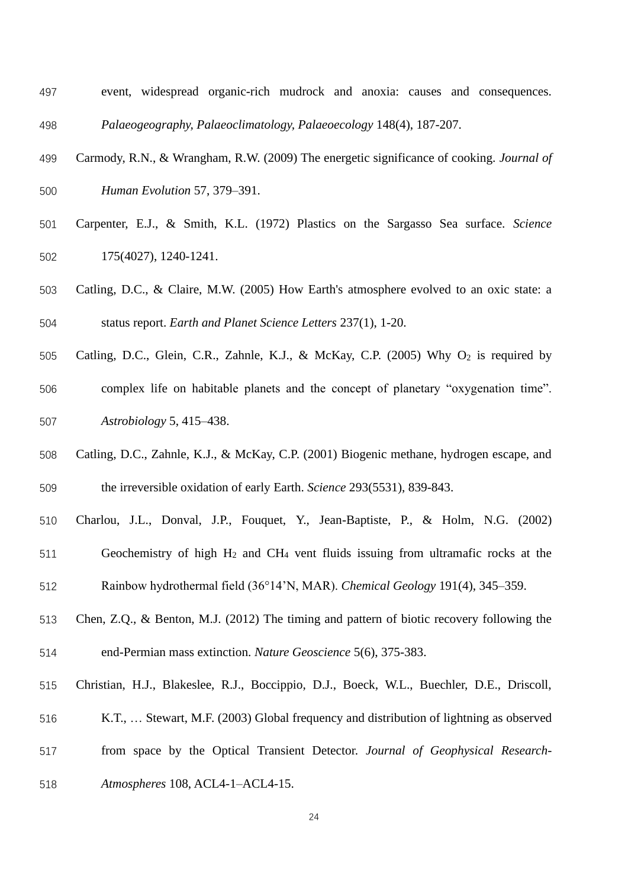event, widespread organic-rich mudrock and anoxia: causes and consequences. *Palaeogeography, Palaeoclimatology, Palaeoecology* 148(4), 187-207.

Carmody, R.N., & Wrangham, R.W. (2009) The energetic significance of cooking. *Journal of Human Evolution* 57, 379–391.

Carpenter, E.J., & Smith, K.L. (1972) Plastics on the Sargasso Sea surface. *Science* 175(4027), 1240-1241.

Catling, D.C., & Claire, M.W. (2005) How Earth's atmosphere evolved to an oxic state: a status report. *Earth and Planet Science Letters* 237(1), 1-20.

Catling, D.C., Glein, C.R., Zahnle, K.J., & McKay, C.P. (2005) Why $O_2$ is required by complex life on habitable planets and the concept of planetary "oxygenation time". *Astrobiology* 5, 415–438.

Catling, D.C., Zahnle, K.J., & McKay, C.P. (2001) Biogenic methane, hydrogen escape, and the irreversible oxidation of early Earth. *Science* 293(5531), 839-843.

Charlou, J.L., Donval, J.P., Fouquet, Y., Jean-Baptiste, P., & Holm, N.G. (2002) Geochemistry of high $H_2$ and $CH_4$ vent fluids issuing from ultramafic rocks at the Rainbow hydrothermal field (36°14'N, MAR). *Chemical Geology* 191(4), 345–359.

Chen, Z.Q., & Benton, M.J. (2012) The timing and pattern of biotic recovery following the end-Permian mass extinction. *Nature Geoscience* 5(6), 375-383.

Christian, H.J., Blakeslee, R.J., Boccippio, D.J., Boeck, W.L., Buechler, D.E., Driscoll, K.T., … Stewart, M.F. (2003) Global frequency and distribution of lightning as observed from space by the Optical Transient Detector. *Journal of Geophysical Research-Atmospheres* 108, ACL4-1–ACL4-15.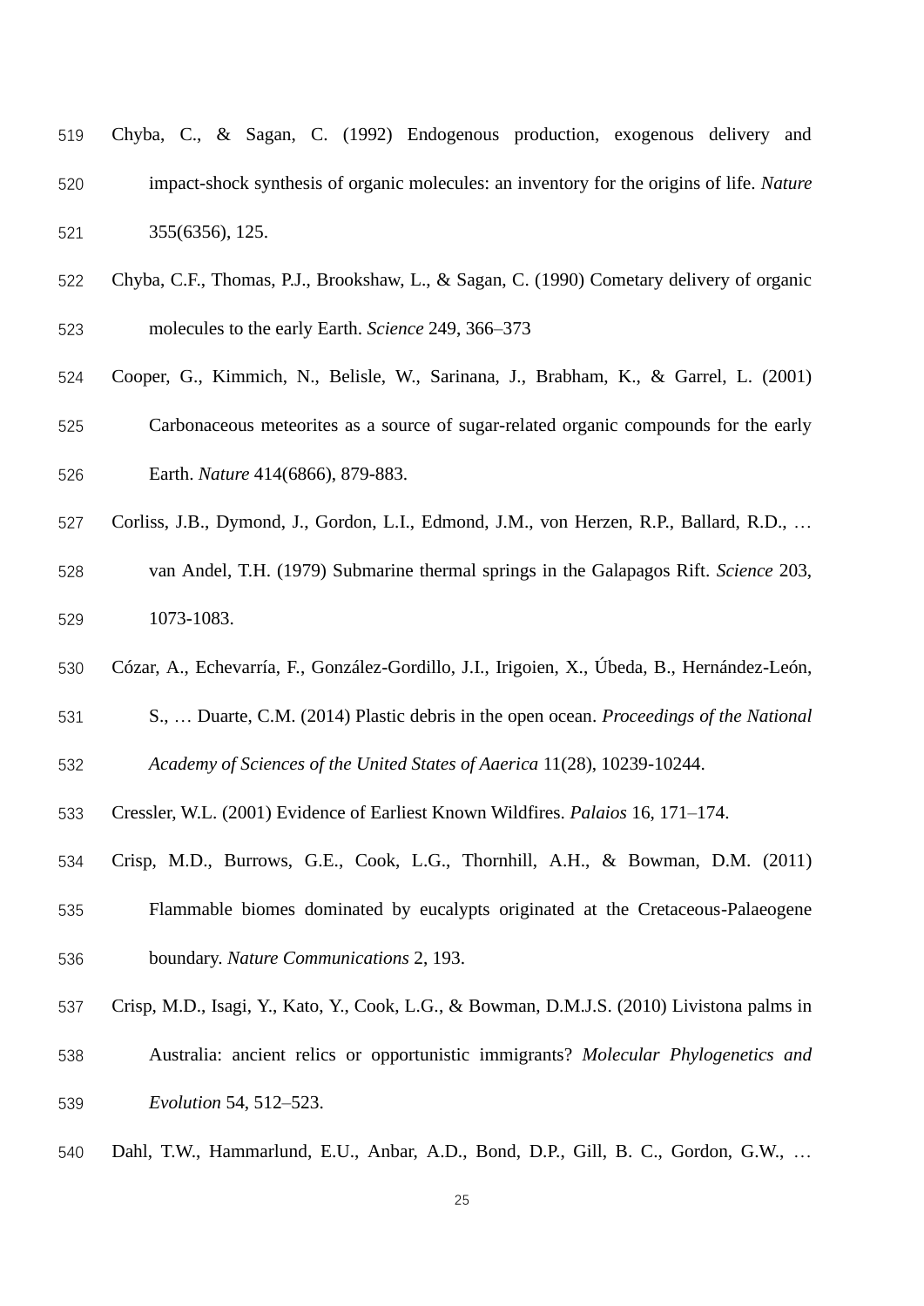Chyba, C., & Sagan, C. (1992) Endogenous production, exogenous delivery and impact-shock synthesis of organic molecules: an inventory for the origins of life. *Nature* 355(6356), 125.

Chyba, C.F., Thomas, P.J., Brookshaw, L., & Sagan, C. (1990) Cometary delivery of organic molecules to the early Earth. *Science* 249, 366–373

Cooper, G., Kimmich, N., Belisle, W., Sarinana, J., Brabham, K., & Garrel, L. (2001) Carbonaceous meteorites as a source of sugar-related organic compounds for the early Earth. *Nature* 414(6866), 879-883.

Corliss, J.B., Dymond, J., Gordon, L.I., Edmond, J.M., von Herzen, R.P., Ballard, R.D., … van Andel, T.H. (1979) Submarine thermal springs in the Galapagos Rift. *Science* 203, 1073-1083.

Cózar, A., Echevarría, F., González-Gordillo, J.I., Irigoien, X., Úbeda, B., Hernández-León, S., … Duarte, C.M. (2014) Plastic debris in the open ocean. *Proceedings of the National Academy of Sciences of the United States of Aaerica* 11(28), 10239-10244.

Cressler, W.L. (2001) Evidence of Earliest Known Wildfires. *Palaios* 16, 171–174.

Crisp, M.D., Burrows, G.E., Cook, L.G., Thornhill, A.H., & Bowman, D.M. (2011) Flammable biomes dominated by eucalypts originated at the Cretaceous-Palaeogene boundary. *Nature Communications* 2, 193.

Crisp, M.D., Isagi, Y., Kato, Y., Cook, L.G., & Bowman, D.M.J.S. (2010) Livistona palms in Australia: ancient relics or opportunistic immigrants? *Molecular Phylogenetics and Evolution* 54, 512–523.

Dahl, T.W., Hammarlund, E.U., Anbar, A.D., Bond, D.P., Gill, B. C., Gordon, G.W., …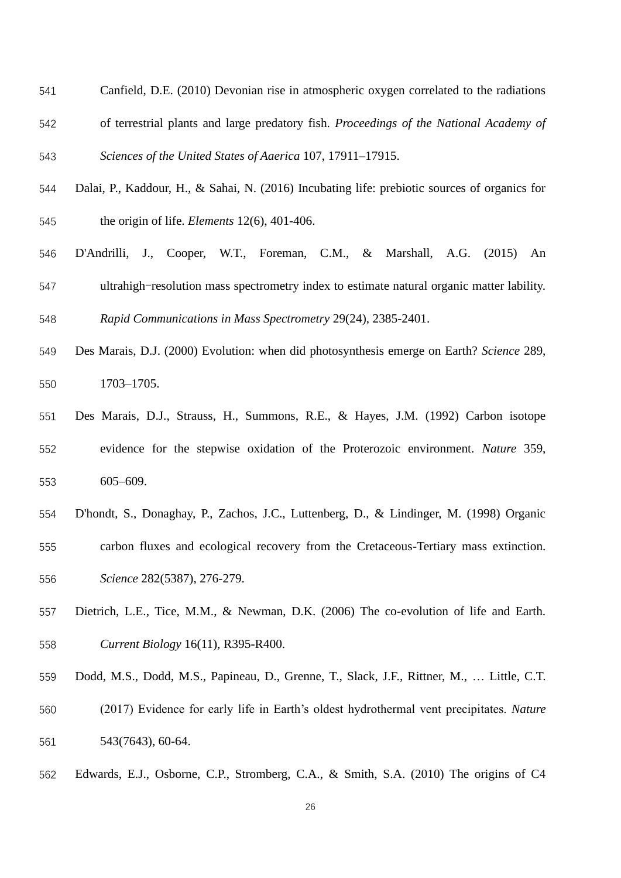Canfield, D.E. (2010) Devonian rise in atmospheric oxygen correlated to the radiations of terrestrial plants and large predatory fish. *Proceedings of the National Academy of Sciences of the United States of Aaerica* 107, 17911–17915.

Dalai, P., Kaddour, H., & Sahai, N. (2016) Incubating life: prebiotic sources of organics for the origin of life. *Elements* 12(6), 401-406.

D'Andrilli, J., Cooper, W.T., Foreman, C.M., & Marshall, A.G. (2015) An ultrahigh−resolution mass spectrometry index to estimate natural organic matter lability. *Rapid Communications in Mass Spectrometry* 29(24), 2385-2401.

Des Marais, D.J. (2000) Evolution: when did photosynthesis emerge on Earth? *Science* 289, 1703–1705.

Des Marais, D.J., Strauss, H., Summons, R.E., & Hayes, J.M. (1992) Carbon isotope evidence for the stepwise oxidation of the Proterozoic environment. *Nature* 359, 605–609.

D'hondt, S., Donaghay, P., Zachos, J.C., Luttenberg, D., & Lindinger, M. (1998) Organic carbon fluxes and ecological recovery from the Cretaceous-Tertiary mass extinction. *Science* 282(5387), 276-279.

Dietrich, L.E., Tice, M.M., & Newman, D.K. (2006) The co-evolution of life and Earth. *Current Biology* 16(11), R395-R400.

Dodd, M.S., Dodd, M.S., Papineau, D., Grenne, T., Slack, J.F., Rittner, M., … Little, C.T. (2017) Evidence for early life in Earth's oldest hydrothermal vent precipitates. *Nature* 543(7643), 60-64.

Edwards, E.J., Osborne, C.P., Stromberg, C.A., & Smith, S.A. (2010) The origins of C4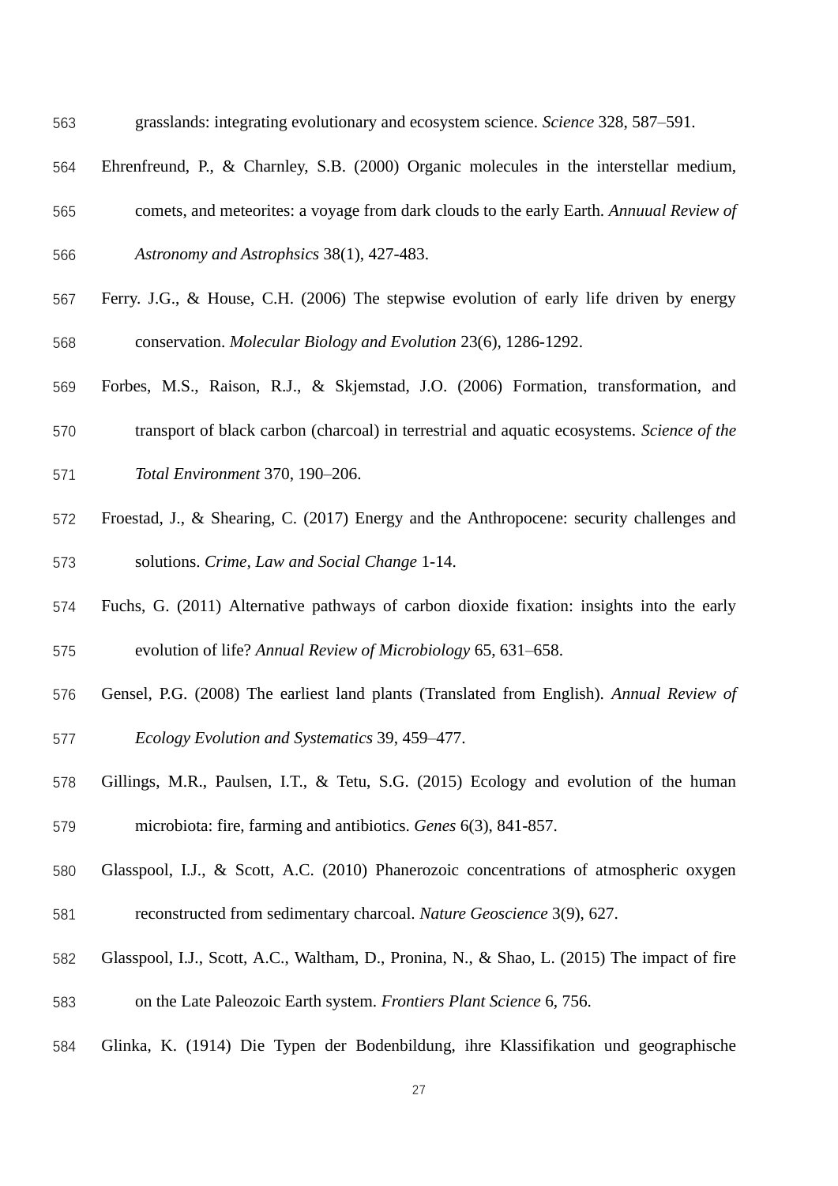grasslands: integrating evolutionary and ecosystem science. *Science* 328, 587–591.

Ehrenfreund, P., & Charnley, S.B. (2000) Organic molecules in the interstellar medium, comets, and meteorites: a voyage from dark clouds to the early Earth. *Annuual Review of Astronomy and Astrophsics* 38(1), 427-483.

Ferry. J.G., & House, C.H. (2006) The stepwise evolution of early life driven by energy conservation. *Molecular Biology and Evolution* 23(6), 1286-1292.

Forbes, M.S., Raison, R.J., & Skjemstad, J.O. (2006) Formation, transformation, and transport of black carbon (charcoal) in terrestrial and aquatic ecosystems. *Science of the Total Environment* 370, 190–206.

Froestad, J., & Shearing, C. (2017) Energy and the Anthropocene: security challenges and solutions. *Crime, Law and Social Change* 1-14.

Fuchs, G. (2011) Alternative pathways of carbon dioxide fixation: insights into the early evolution of life? *Annual Review of Microbiology* 65, 631–658.

Gensel, P.G. (2008) The earliest land plants (Translated from English). *Annual Review of Ecology Evolution and Systematics* 39, 459–477.

Gillings, M.R., Paulsen, I.T., & Tetu, S.G. (2015) Ecology and evolution of the human microbiota: fire, farming and antibiotics. *Genes* 6(3), 841-857.

Glasspool, I.J., & Scott, A.C. (2010) Phanerozoic concentrations of atmospheric oxygen reconstructed from sedimentary charcoal. *Nature Geoscience* 3(9), 627.

Glasspool, I.J., Scott, A.C., Waltham, D., Pronina, N., & Shao, L. (2015) The impact of fire on the Late Paleozoic Earth system. *Frontiers Plant Science* 6, 756.

Glinka, K. (1914) Die Typen der Bodenbildung, ihre Klassifikation und geographische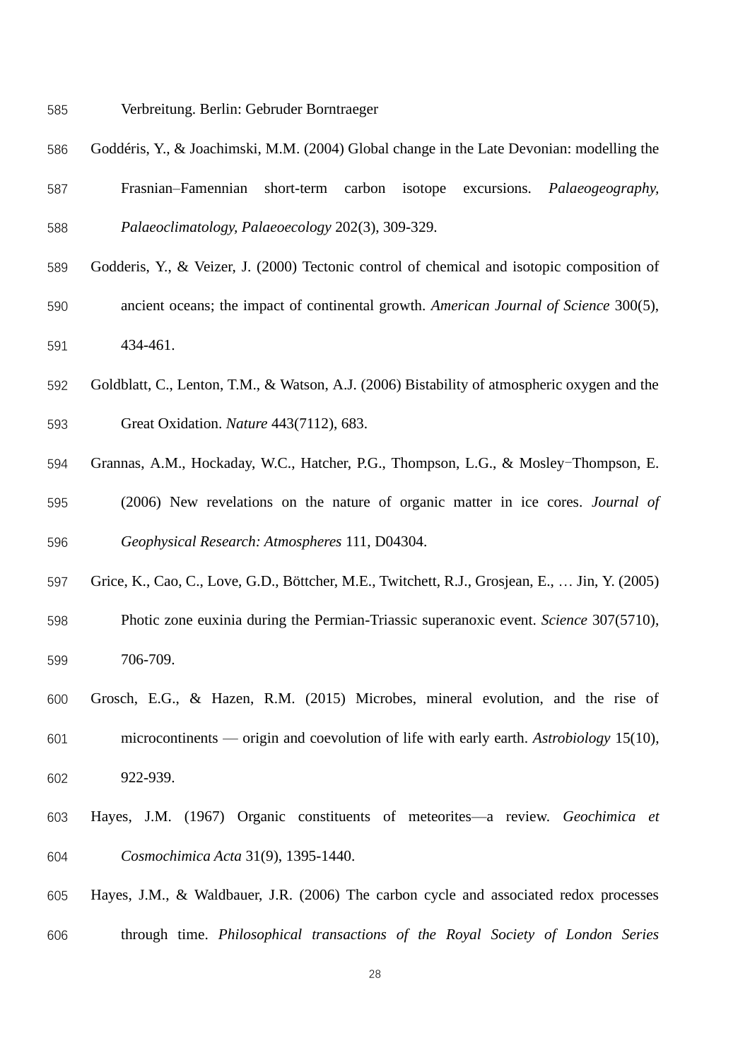Verbreitung. Berlin: Gebruder Borntraeger

Goddéris, Y., & Joachimski, M.M. (2004) Global change in the Late Devonian: modelling the Frasnian–Famennian short-term carbon isotope excursions. *Palaeogeography, Palaeoclimatology, Palaeoecology* 202(3), 309-329.

Godderis, Y., & Veizer, J. (2000) Tectonic control of chemical and isotopic composition of ancient oceans; the impact of continental growth. *American Journal of Science* 300(5), 434-461.

Goldblatt, C., Lenton, T.M., & Watson, A.J. (2006) Bistability of atmospheric oxygen and the Great Oxidation. *Nature* 443(7112), 683.

Grannas, A.M., Hockaday, W.C., Hatcher, P.G., Thompson, L.G., & Mosley−Thompson, E. (2006) New revelations on the nature of organic matter in ice cores. *Journal of Geophysical Research: Atmospheres* 111, D04304.

Grice, K., Cao, C., Love, G.D., Böttcher, M.E., Twitchett, R.J., Grosjean, E., … Jin, Y. (2005) Photic zone euxinia during the Permian-Triassic superanoxic event. *Science* 307(5710), 706-709.

Grosch, E.G., & Hazen, R.M. (2015) Microbes, mineral evolution, and the rise of microcontinents — origin and coevolution of life with early earth. *Astrobiology* 15(10), 922-939.

Hayes, J.M. (1967) Organic constituents of meteorites—a review. *Geochimica et Cosmochimica Acta* 31(9), 1395-1440.

Hayes, J.M., & Waldbauer, J.R. (2006) The carbon cycle and associated redox processes through time. *Philosophical transactions of the Royal Society of London Series*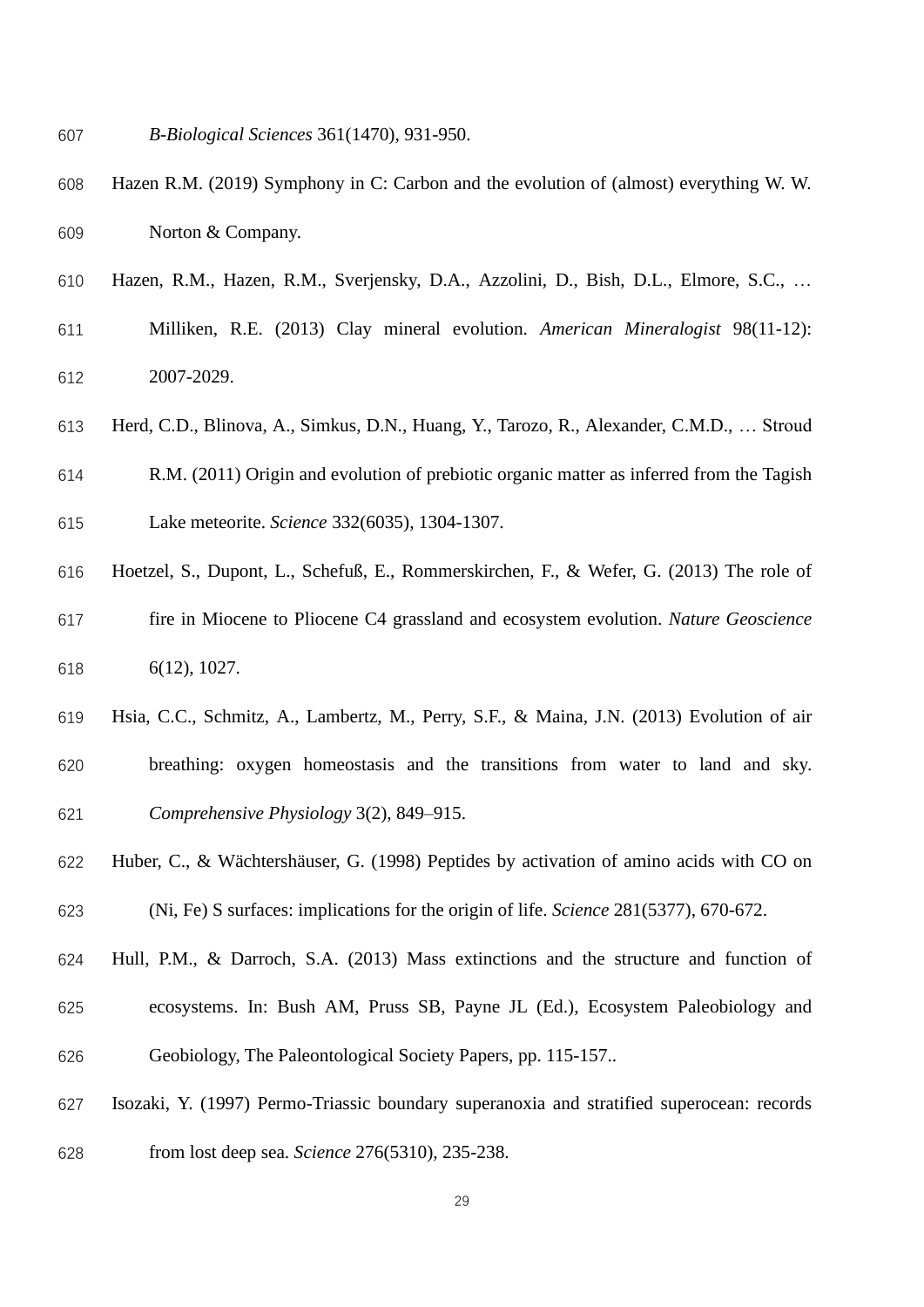*B-Biological Sciences* 361(1470), 931-950.

Hazen R.M. (2019) Symphony in C: Carbon and the evolution of (almost) everything W. W. Norton & Company.

Hazen, R.M., Hazen, R.M., Sverjensky, D.A., Azzolini, D., Bish, D.L., Elmore, S.C., … Milliken, R.E. (2013) Clay mineral evolution. *American Mineralogist* 98(11-12): 2007-2029.

Herd, C.D., Blinova, A., Simkus, D.N., Huang, Y., Tarozo, R., Alexander, C.M.D., … Stroud R.M. (2011) Origin and evolution of prebiotic organic matter as inferred from the Tagish Lake meteorite. *Science* 332(6035), 1304-1307.

Hoetzel, S., Dupont, L., Schefuß, E., Rommerskirchen, F., & Wefer, G. (2013) The role of fire in Miocene to Pliocene C4 grassland and ecosystem evolution. *Nature Geoscience* 6(12), 1027.

Hsia, C.C., Schmitz, A., Lambertz, M., Perry, S.F., & Maina, J.N. (2013) Evolution of air breathing: oxygen homeostasis and the transitions from water to land and sky. *Comprehensive Physiology* 3(2), 849–915.

Huber, C., & Wächtershäuser, G. (1998) Peptides by activation of amino acids with CO on (Ni, Fe) S surfaces: implications for the origin of life. *Science* 281(5377), 670-672.

Hull, P.M., & Darroch, S.A. (2013) Mass extinctions and the structure and function of ecosystems. In: Bush AM, Pruss SB, Payne JL (Ed.), Ecosystem Paleobiology and Geobiology, The Paleontological Society Papers, pp. 115-157..

Isozaki, Y. (1997) Permo-Triassic boundary superanoxia and stratified superocean: records from lost deep sea. *Science* 276(5310), 235-238.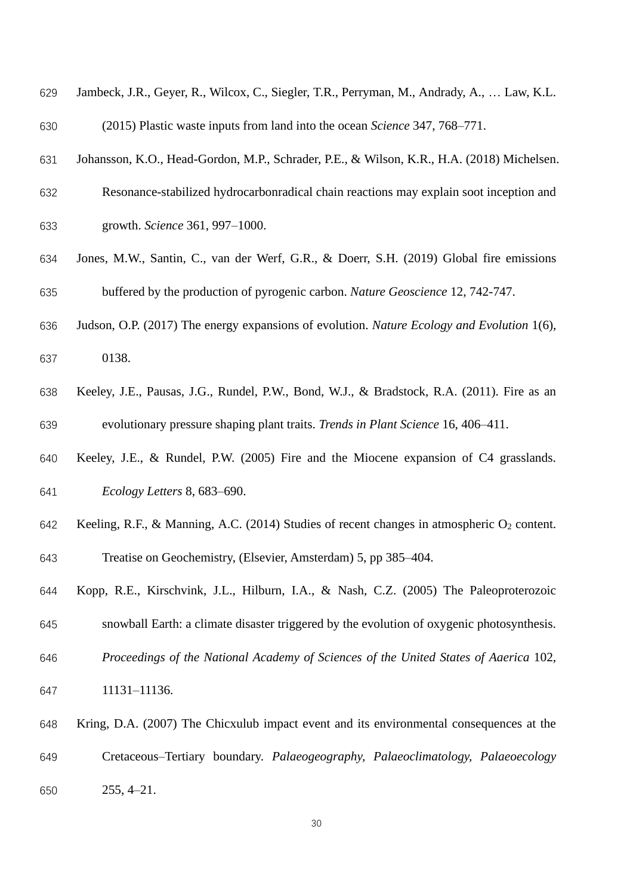Jambeck, J.R., Geyer, R., Wilcox, C., Siegler, T.R., Perryman, M., Andrady, A., … Law, K.L. (2015) Plastic waste inputs from land into the ocean *Science* 347, 768–771.

Johansson, K.O., Head-Gordon, M.P., Schrader, P.E., & Wilson, K.R., H.A. (2018) Michelsen. Resonance-stabilized hydrocarbonradical chain reactions may explain soot inception and growth. *Science* 361, 997–1000.

Jones, M.W., Santin, C., van der Werf, G.R., & Doerr, S.H. (2019) Global fire emissions buffered by the production of pyrogenic carbon. *Nature Geoscience* 12, 742-747.

Judson, O.P. (2017) The energy expansions of evolution. *Nature Ecology and Evolution* 1(6), 0138.

Keeley, J.E., Pausas, J.G., Rundel, P.W., Bond, W.J., & Bradstock, R.A. (2011). Fire as an evolutionary pressure shaping plant traits. *Trends in Plant Science* 16, 406–411.

Keeley, J.E., & Rundel, P.W. (2005) Fire and the Miocene expansion of C4 grasslands. *Ecology Letters* 8, 683–690.

Keeling, R.F., & Manning, A.C. (2014) Studies of recent changes in atmospheric $O_2$ content. Treatise on Geochemistry, (Elsevier, Amsterdam) 5, pp 385–404.

Kopp, R.E., Kirschvink, J.L., Hilburn, I.A., & Nash, C.Z. (2005) The Paleoproterozoic snowball Earth: a climate disaster triggered by the evolution of oxygenic photosynthesis. *Proceedings of the National Academy of Sciences of the United States of Aaerica* 102, 11131–11136.

Kring, D.A. (2007) The Chicxulub impact event and its environmental consequences at the Cretaceous–Tertiary boundary. *Palaeogeography, Palaeoclimatology, Palaeoecology* 255, 4–21.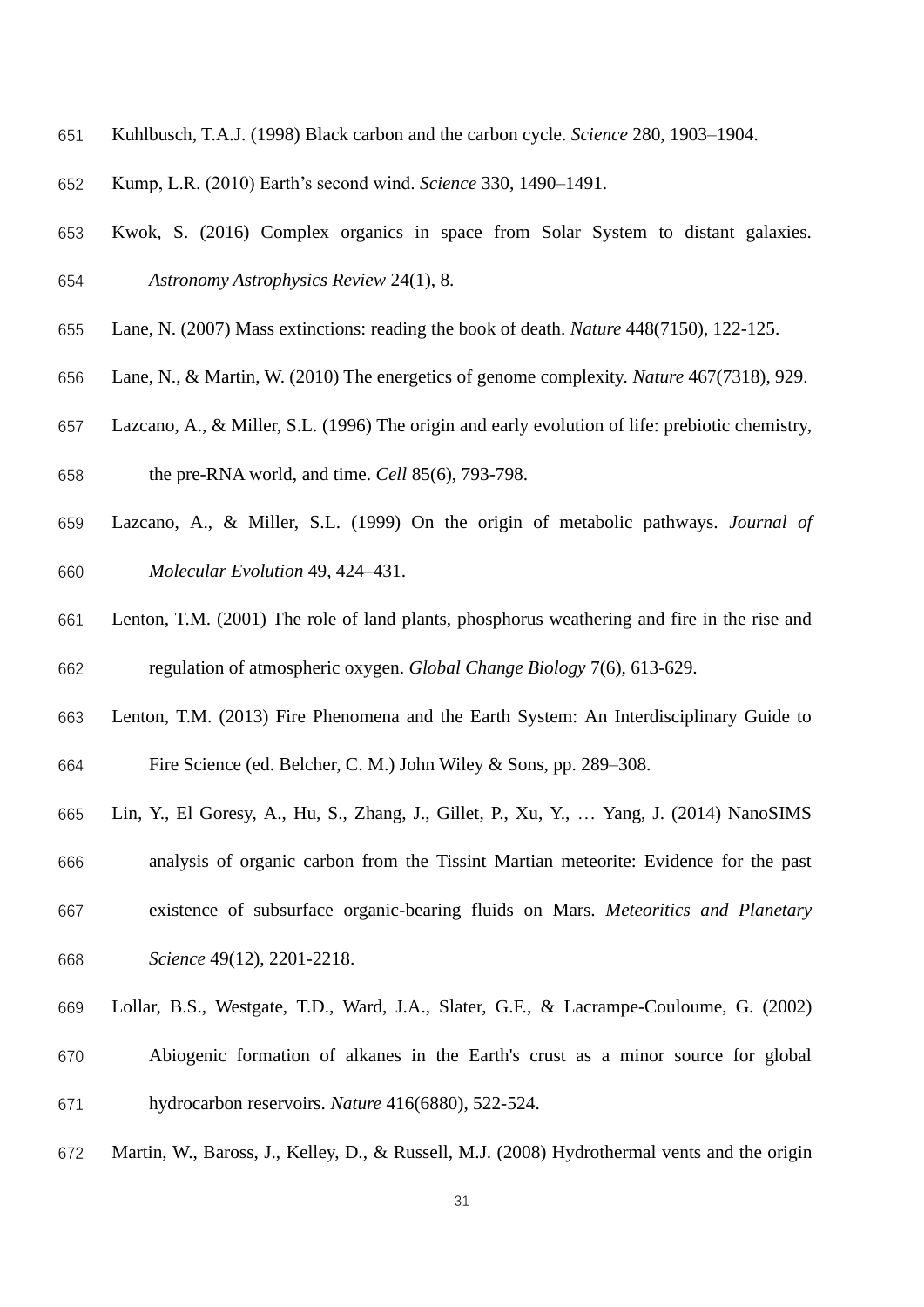Kuhlbusch, T.A.J. (1998) Black carbon and the carbon cycle. *Science* 280, 1903–1904.

Kump, L.R. (2010) Earth's second wind. *Science* 330, 1490–1491.

Kwok, S. (2016) Complex organics in space from Solar System to distant galaxies. *Astronomy Astrophysics Review* 24(1), 8.

Lane, N. (2007) Mass extinctions: reading the book of death. *Nature* 448(7150), 122-125.

Lane, N., & Martin, W. (2010) The energetics of genome complexity. *Nature* 467(7318), 929.

Lazcano, A., & Miller, S.L. (1996) The origin and early evolution of life: prebiotic chemistry, the pre-RNA world, and time. *Cell* 85(6), 793-798.

Lazcano, A., & Miller, S.L. (1999) On the origin of metabolic pathways. *Journal of Molecular Evolution* 49, 424–431.

Lenton, T.M. (2001) The role of land plants, phosphorus weathering and fire in the rise and regulation of atmospheric oxygen. *Global Change Biology* 7(6), 613-629.

Lenton, T.M. (2013) Fire Phenomena and the Earth System: An Interdisciplinary Guide to Fire Science (ed. Belcher, C. M.) John Wiley & Sons, pp. 289–308.

Lin, Y., El Goresy, A., Hu, S., Zhang, J., Gillet, P., Xu, Y., … Yang, J. (2014) NanoSIMS analysis of organic carbon from the Tissint Martian meteorite: Evidence for the past existence of subsurface organic-bearing fluids on Mars. *Meteoritics and Planetary Science* 49(12), 2201-2218.

Lollar, B.S., Westgate, T.D., Ward, J.A., Slater, G.F., & Lacrampe-Couloume, G. (2002) Abiogenic formation of alkanes in the Earth's crust as a minor source for global hydrocarbon reservoirs. *Nature* 416(6880), 522-524.

Martin, W., Baross, J., Kelley, D., & Russell, M.J. (2008) Hydrothermal vents and the origin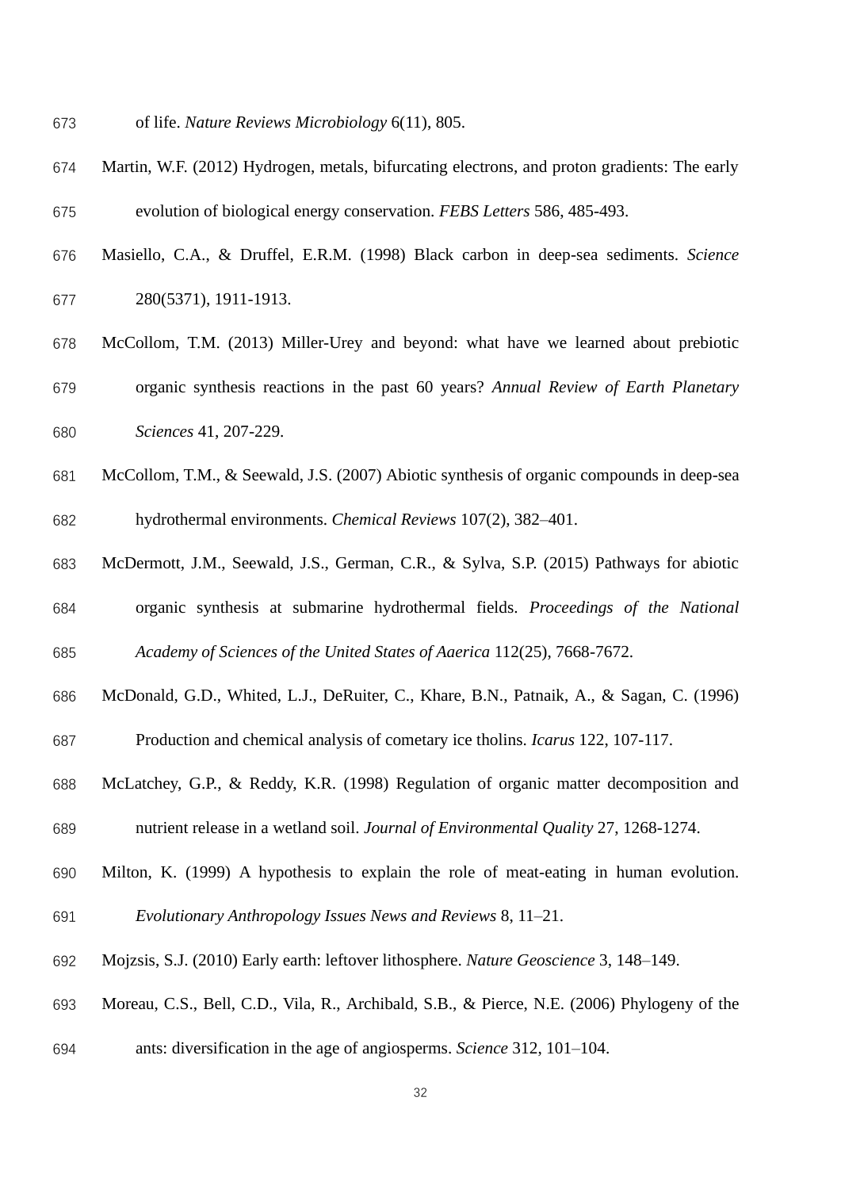of life. *Nature Reviews Microbiology* 6(11), 805.

Martin, W.F. (2012) Hydrogen, metals, bifurcating electrons, and proton gradients: The early evolution of biological energy conservation. *FEBS Letters* 586, 485-493.

Masiello, C.A., & Druffel, E.R.M. (1998) Black carbon in deep-sea sediments. *Science* 280(5371), 1911-1913.

McCollom, T.M. (2013) Miller-Urey and beyond: what have we learned about prebiotic organic synthesis reactions in the past 60 years? *Annual Review of Earth Planetary Sciences* 41, 207-229.

McCollom, T.M., & Seewald, J.S. (2007) Abiotic synthesis of organic compounds in deep-sea hydrothermal environments. *Chemical Reviews* 107(2), 382–401.

McDermott, J.M., Seewald, J.S., German, C.R., & Sylva, S.P. (2015) Pathways for abiotic organic synthesis at submarine hydrothermal fields. *Proceedings of the National Academy of Sciences of the United States of Aaerica* 112(25), 7668-7672.

McDonald, G.D., Whited, L.J., DeRuiter, C., Khare, B.N., Patnaik, A., & Sagan, C. (1996) Production and chemical analysis of cometary ice tholins. *Icarus* 122, 107-117.

McLatchey, G.P., & Reddy, K.R. (1998) Regulation of organic matter decomposition and nutrient release in a wetland soil. *Journal of Environmental Quality* 27, 1268-1274.

Milton, K. (1999) A hypothesis to explain the role of meat-eating in human evolution. *Evolutionary Anthropology Issues News and Reviews* 8, 11–21.

Mojzsis, S.J. (2010) Early earth: leftover lithosphere. *Nature Geoscience* 3, 148–149.

Moreau, C.S., Bell, C.D., Vila, R., Archibald, S.B., & Pierce, N.E. (2006) Phylogeny of the ants: diversification in the age of angiosperms. *Science* 312, 101–104.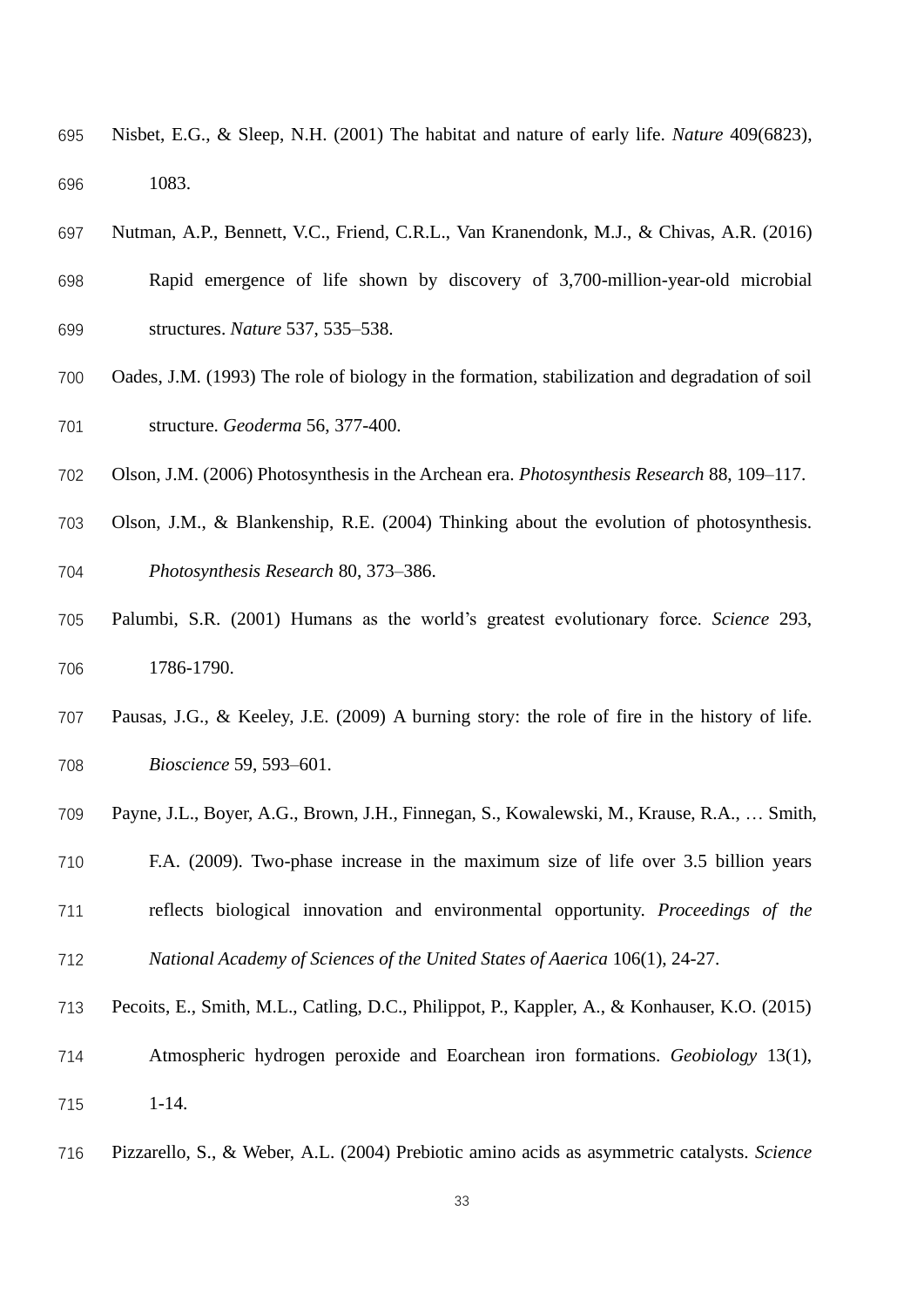Nisbet, E.G., & Sleep, N.H. (2001) The habitat and nature of early life. *Nature* 409(6823), 1083.

Nutman, A.P., Bennett, V.C., Friend, C.R.L., Van Kranendonk, M.J., & Chivas, A.R. (2016) Rapid emergence of life shown by discovery of 3,700-million-year-old microbial structures. *Nature* 537, 535–538.

Oades, J.M. (1993) The role of biology in the formation, stabilization and degradation of soil structure. *Geoderma* 56, 377-400.

Olson, J.M. (2006) Photosynthesis in the Archean era. *Photosynthesis Research* 88, 109–117.

Olson, J.M., & Blankenship, R.E. (2004) Thinking about the evolution of photosynthesis. *Photosynthesis Research* 80, 373–386.

Palumbi, S.R. (2001) Humans as the world's greatest evolutionary force. *Science* 293, 1786-1790.

Pausas, J.G., & Keeley, J.E. (2009) A burning story: the role of fire in the history of life. *Bioscience* 59, 593–601.

Payne, J.L., Boyer, A.G., Brown, J.H., Finnegan, S., Kowalewski, M., Krause, R.A., … Smith, F.A. (2009). Two-phase increase in the maximum size of life over 3.5 billion years reflects biological innovation and environmental opportunity. *Proceedings of the National Academy of Sciences of the United States of Aaerica* 106(1), 24-27.

Pecoits, E., Smith, M.L., Catling, D.C., Philippot, P., Kappler, A., & Konhauser, K.O. (2015) Atmospheric hydrogen peroxide and Eoarchean iron formations. *Geobiology* 13(1), 1-14.

Pizzarello, S., & Weber, A.L. (2004) Prebiotic amino acids as asymmetric catalysts. *Science*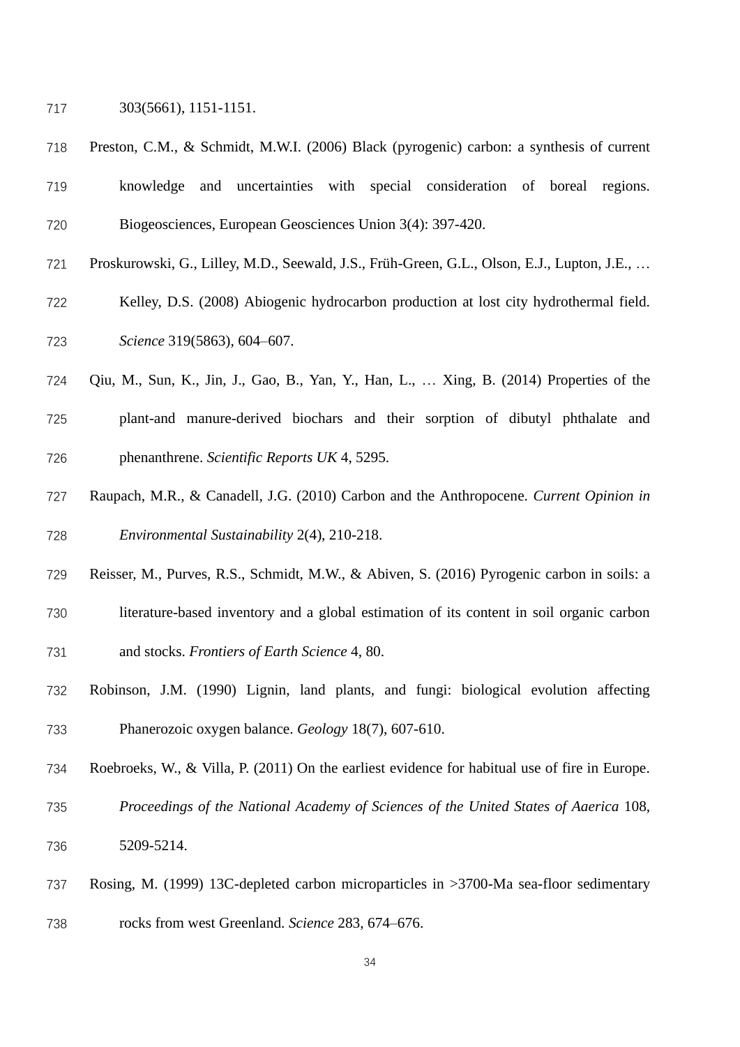303(5661), 1151-1151.

Preston, C.M., & Schmidt, M.W.I. (2006) Black (pyrogenic) carbon: a synthesis of current knowledge and uncertainties with special consideration of boreal regions. Biogeosciences, European Geosciences Union 3(4): 397-420.

Proskurowski, G., Lilley, M.D., Seewald, J.S., Früh-Green, G.L., Olson, E.J., Lupton, J.E., … Kelley, D.S. (2008) Abiogenic hydrocarbon production at lost city hydrothermal field. *Science* 319(5863), 604–607.

Qiu, M., Sun, K., Jin, J., Gao, B., Yan, Y., Han, L., … Xing, B. (2014) Properties of the plant-and manure-derived biochars and their sorption of dibutyl phthalate and phenanthrene. *Scientific Reports UK* 4, 5295.

Raupach, M.R., & Canadell, J.G. (2010) Carbon and the Anthropocene. *Current Opinion in Environmental Sustainability* 2(4), 210-218.

Reisser, M., Purves, R.S., Schmidt, M.W., & Abiven, S. (2016) Pyrogenic carbon in soils: a literature-based inventory and a global estimation of its content in soil organic carbon and stocks. *Frontiers of Earth Science* 4, 80.

Robinson, J.M. (1990) Lignin, land plants, and fungi: biological evolution affecting Phanerozoic oxygen balance. *Geology* 18(7), 607-610.

Roebroeks, W., & Villa, P. (2011) On the earliest evidence for habitual use of fire in Europe. *Proceedings of the National Academy of Sciences of the United States of Aaerica* 108, 5209-5214.

Rosing, M. (1999) 13C-depleted carbon microparticles in >3700-Ma sea-floor sedimentary rocks from west Greenland. *Science* 283, 674–676.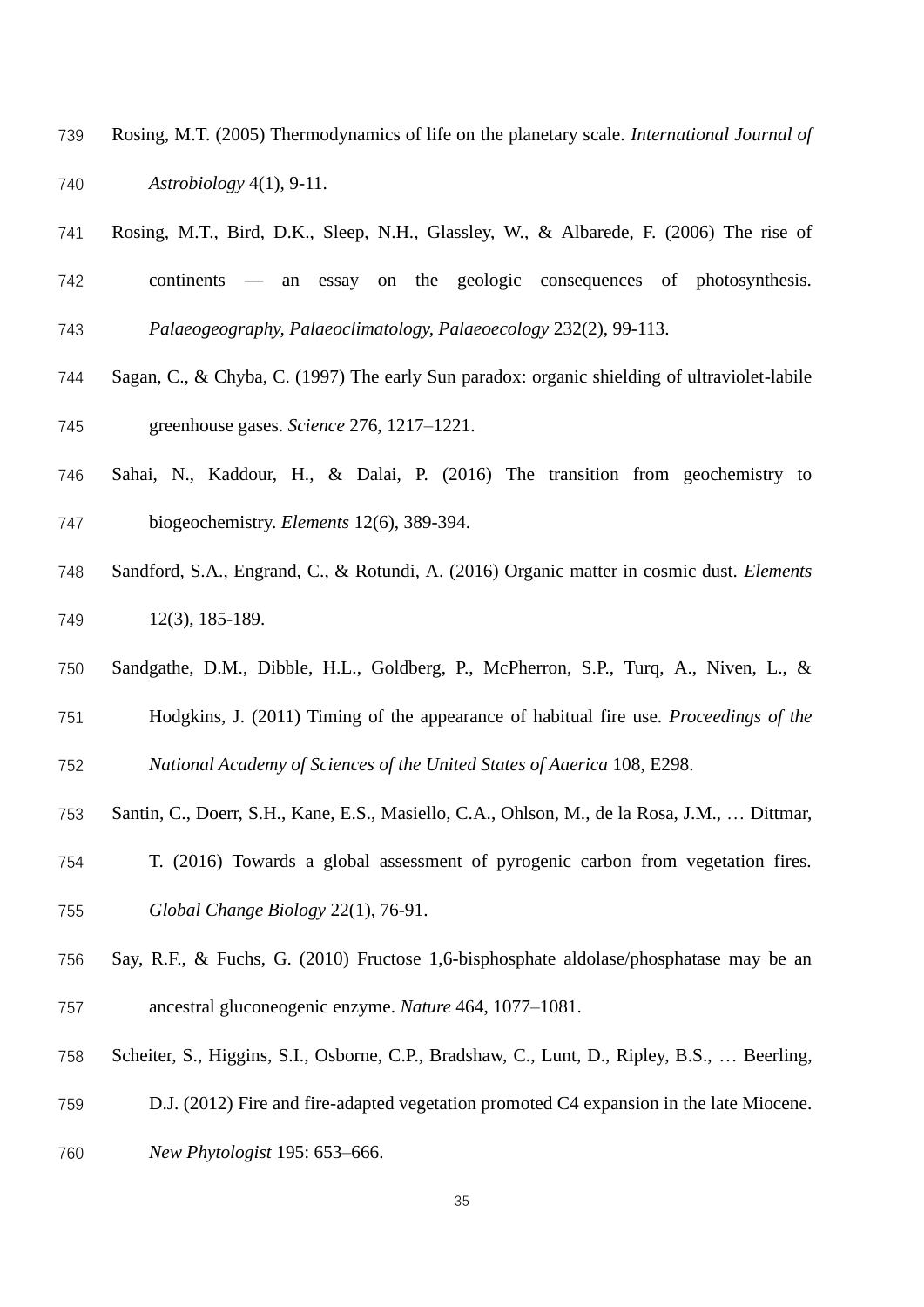Rosing, M.T. (2005) Thermodynamics of life on the planetary scale. *International Journal of Astrobiology* 4(1), 9-11.

Rosing, M.T., Bird, D.K., Sleep, N.H., Glassley, W., & Albarede, F. (2006) The rise of continents — an essay on the geologic consequences of photosynthesis. *Palaeogeography, Palaeoclimatology, Palaeoecology* 232(2), 99-113.

Sagan, C., & Chyba, C. (1997) The early Sun paradox: organic shielding of ultraviolet-labile greenhouse gases. *Science* 276, 1217–1221.

Sahai, N., Kaddour, H., & Dalai, P. (2016) The transition from geochemistry to biogeochemistry. *Elements* 12(6), 389-394.

Sandford, S.A., Engrand, C., & Rotundi, A. (2016) Organic matter in cosmic dust. *Elements* 12(3), 185-189.

Sandgathe, D.M., Dibble, H.L., Goldberg, P., McPherron, S.P., Turq, A., Niven, L., & Hodgkins, J. (2011) Timing of the appearance of habitual fire use. *Proceedings of the National Academy of Sciences of the United States of Aaerica* 108, E298.

Santin, C., Doerr, S.H., Kane, E.S., Masiello, C.A., Ohlson, M., de la Rosa, J.M., … Dittmar, T. (2016) Towards a global assessment of pyrogenic carbon from vegetation fires. *Global Change Biology* 22(1), 76-91.

Say, R.F., & Fuchs, G. (2010) Fructose 1,6-bisphosphate aldolase/phosphatase may be an ancestral gluconeogenic enzyme. *Nature* 464, 1077–1081.

Scheiter, S., Higgins, S.I., Osborne, C.P., Bradshaw, C., Lunt, D., Ripley, B.S., … Beerling, D.J. (2012) Fire and fire-adapted vegetation promoted C4 expansion in the late Miocene. *New Phytologist* 195: 653–666.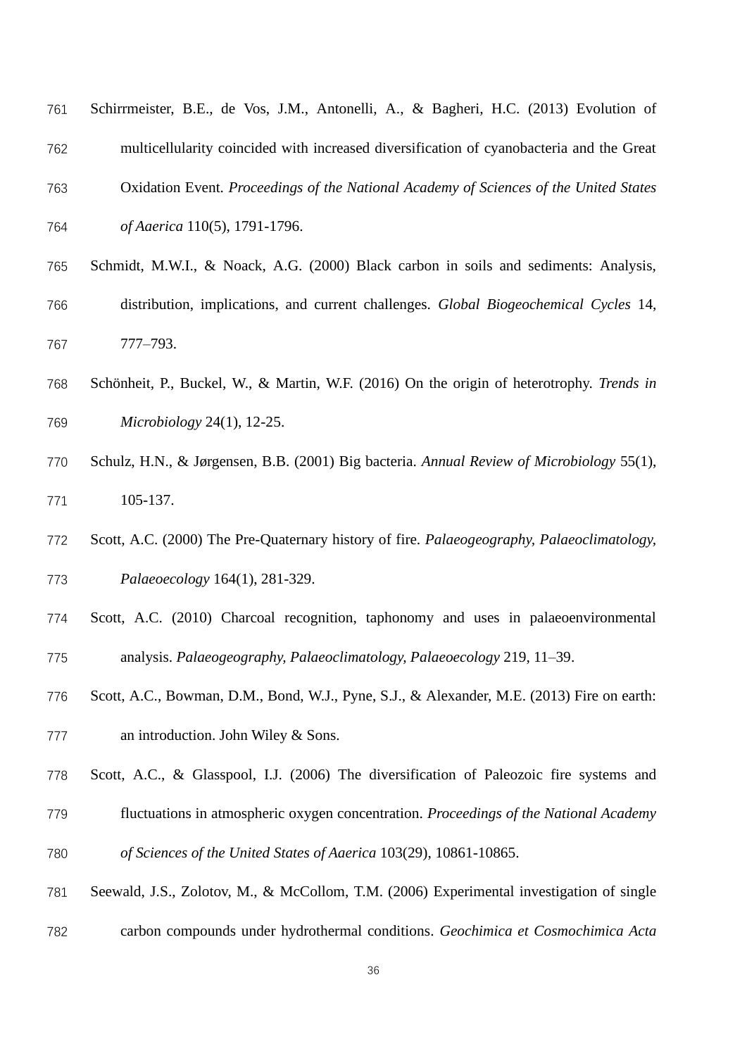Schirrmeister, B.E., de Vos, J.M., Antonelli, A., & Bagheri, H.C. (2013) Evolution of multicellularity coincided with increased diversification of cyanobacteria and the Great Oxidation Event. *Proceedings of the National Academy of Sciences of the United States of Aaerica* 110(5), 1791-1796.

Schmidt, M.W.I., & Noack, A.G. (2000) Black carbon in soils and sediments: Analysis, distribution, implications, and current challenges. *Global Biogeochemical Cycles* 14, 777–793.

Schönheit, P., Buckel, W., & Martin, W.F. (2016) On the origin of heterotrophy. *Trends in Microbiology* 24(1), 12-25.

Schulz, H.N., & Jørgensen, B.B. (2001) Big bacteria. *Annual Review of Microbiology* 55(1), 105-137.

Scott, A.C. (2000) The Pre-Quaternary history of fire. *Palaeogeography, Palaeoclimatology, Palaeoecology* 164(1), 281-329.

Scott, A.C. (2010) Charcoal recognition, taphonomy and uses in palaeoenvironmental analysis. *Palaeogeography, Palaeoclimatology, Palaeoecology* 219, 11–39.

Scott, A.C., Bowman, D.M., Bond, W.J., Pyne, S.J., & Alexander, M.E. (2013) Fire on earth: an introduction. John Wiley & Sons.

Scott, A.C., & Glasspool, I.J. (2006) The diversification of Paleozoic fire systems and fluctuations in atmospheric oxygen concentration. *Proceedings of the National Academy of Sciences of the United States of Aaerica* 103(29), 10861-10865.

Seewald, J.S., Zolotov, M., & McCollom, T.M. (2006) Experimental investigation of single carbon compounds under hydrothermal conditions. *Geochimica et Cosmochimica Acta*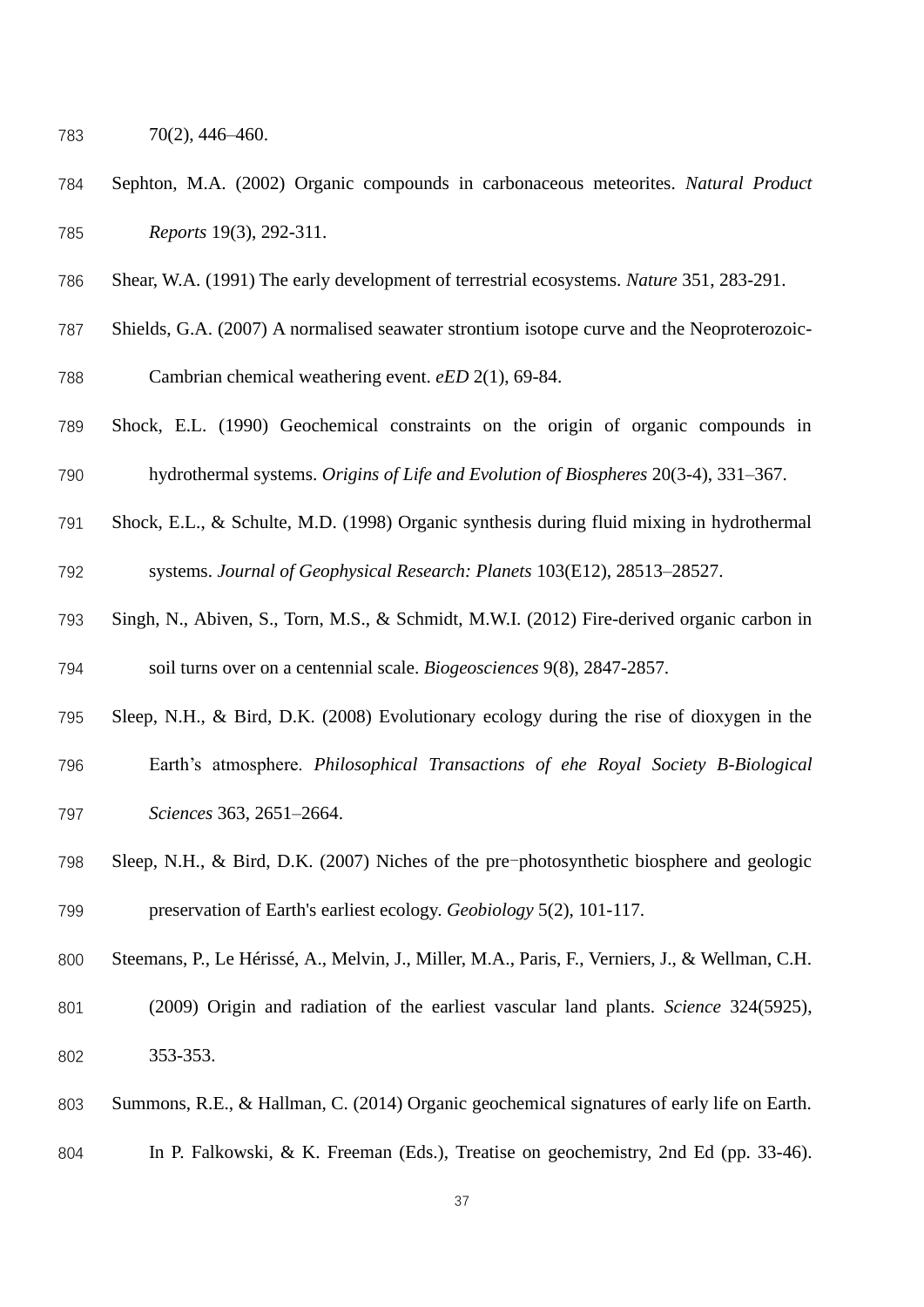70(2), 446–460.

Sephton, M.A. (2002) Organic compounds in carbonaceous meteorites. *Natural Product Reports* 19(3), 292-311.

Shear, W.A. (1991) The early development of terrestrial ecosystems. *Nature* 351, 283-291.

Shields, G.A. (2007) A normalised seawater strontium isotope curve and the Neoproterozoic-Cambrian chemical weathering event. *eED* 2(1), 69-84.

Shock, E.L. (1990) Geochemical constraints on the origin of organic compounds in hydrothermal systems. *Origins of Life and Evolution of Biospheres* 20(3-4), 331–367.

Shock, E.L., & Schulte, M.D. (1998) Organic synthesis during fluid mixing in hydrothermal systems. *Journal of Geophysical Research: Planets* 103(E12), 28513–28527.

Singh, N., Abiven, S., Torn, M.S., & Schmidt, M.W.I. (2012) Fire-derived organic carbon in soil turns over on a centennial scale. *Biogeosciences* 9(8), 2847-2857.

Sleep, N.H., & Bird, D.K. (2008) Evolutionary ecology during the rise of dioxygen in the Earth's atmosphere. *Philosophical Transactions of ehe Royal Society B-Biological Sciences* 363, 2651–2664.

Sleep, N.H., & Bird, D.K. (2007) Niches of the pre−photosynthetic biosphere and geologic preservation of Earth's earliest ecology. *Geobiology* 5(2), 101-117.

Steemans, P., Le Hérissé, A., Melvin, J., Miller, M.A., Paris, F., Verniers, J., & Wellman, C.H. (2009) Origin and radiation of the earliest vascular land plants. *Science* 324(5925), 353-353.

Summons, R.E., & Hallman, C. (2014) Organic geochemical signatures of early life on Earth. In P. Falkowski, & K. Freeman (Eds.), Treatise on geochemistry, 2nd Ed (pp. 33-46).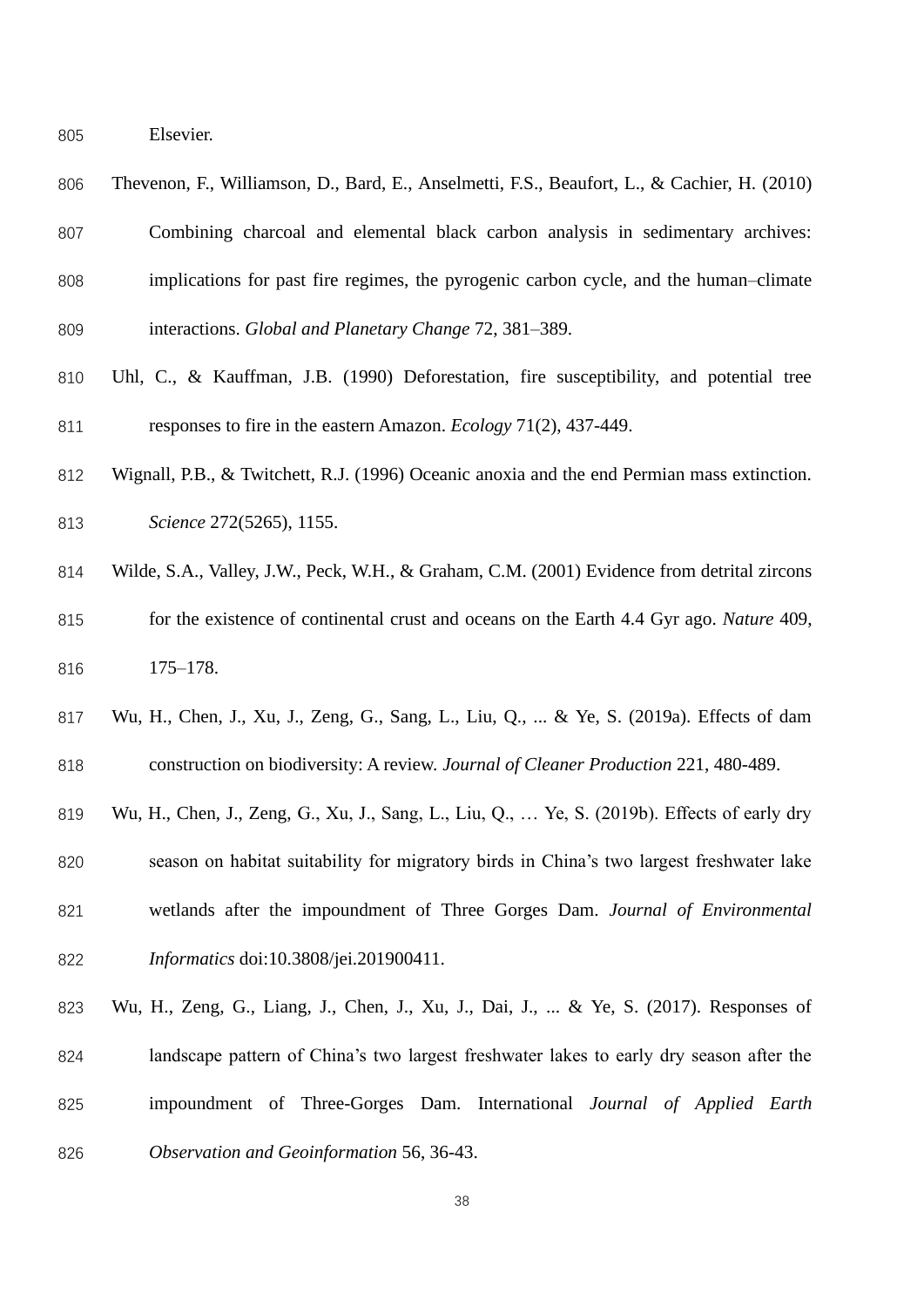Elsevier.

Thevenon, F., Williamson, D., Bard, E., Anselmetti, F.S., Beaufort, L., & Cachier, H. (2010) Combining charcoal and elemental black carbon analysis in sedimentary archives: implications for past fire regimes, the pyrogenic carbon cycle, and the human–climate interactions. *Global and Planetary Change* 72, 381–389.

Uhl, C., & Kauffman, J.B. (1990) Deforestation, fire susceptibility, and potential tree responses to fire in the eastern Amazon. *Ecology* 71(2), 437-449.

Wignall, P.B., & Twitchett, R.J. (1996) Oceanic anoxia and the end Permian mass extinction. *Science* 272(5265), 1155.

Wilde, S.A., Valley, J.W., Peck, W.H., & Graham, C.M. (2001) Evidence from detrital zircons for the existence of continental crust and oceans on the Earth 4.4 Gyr ago. *Nature* 409, 175–178.

Wu, H., Chen, J., Xu, J., Zeng, G., Sang, L., Liu, Q., ... & Ye, S. (2019a). Effects of dam construction on biodiversity: A review. *Journal of Cleaner Production* 221, 480-489.

Wu, H., Chen, J., Zeng, G., Xu, J., Sang, L., Liu, Q., … Ye, S. (2019b). Effects of early dry season on habitat suitability for migratory birds in China's two largest freshwater lake wetlands after the impoundment of Three Gorges Dam. *Journal of Environmental Informatics* doi:10.3808/jei.201900411.

Wu, H., Zeng, G., Liang, J., Chen, J., Xu, J., Dai, J., ... & Ye, S. (2017). Responses of landscape pattern of China's two largest freshwater lakes to early dry season after the impoundment of Three-Gorges Dam. International *Journal of Applied Earth Observation and Geoinformation* 56, 36-43.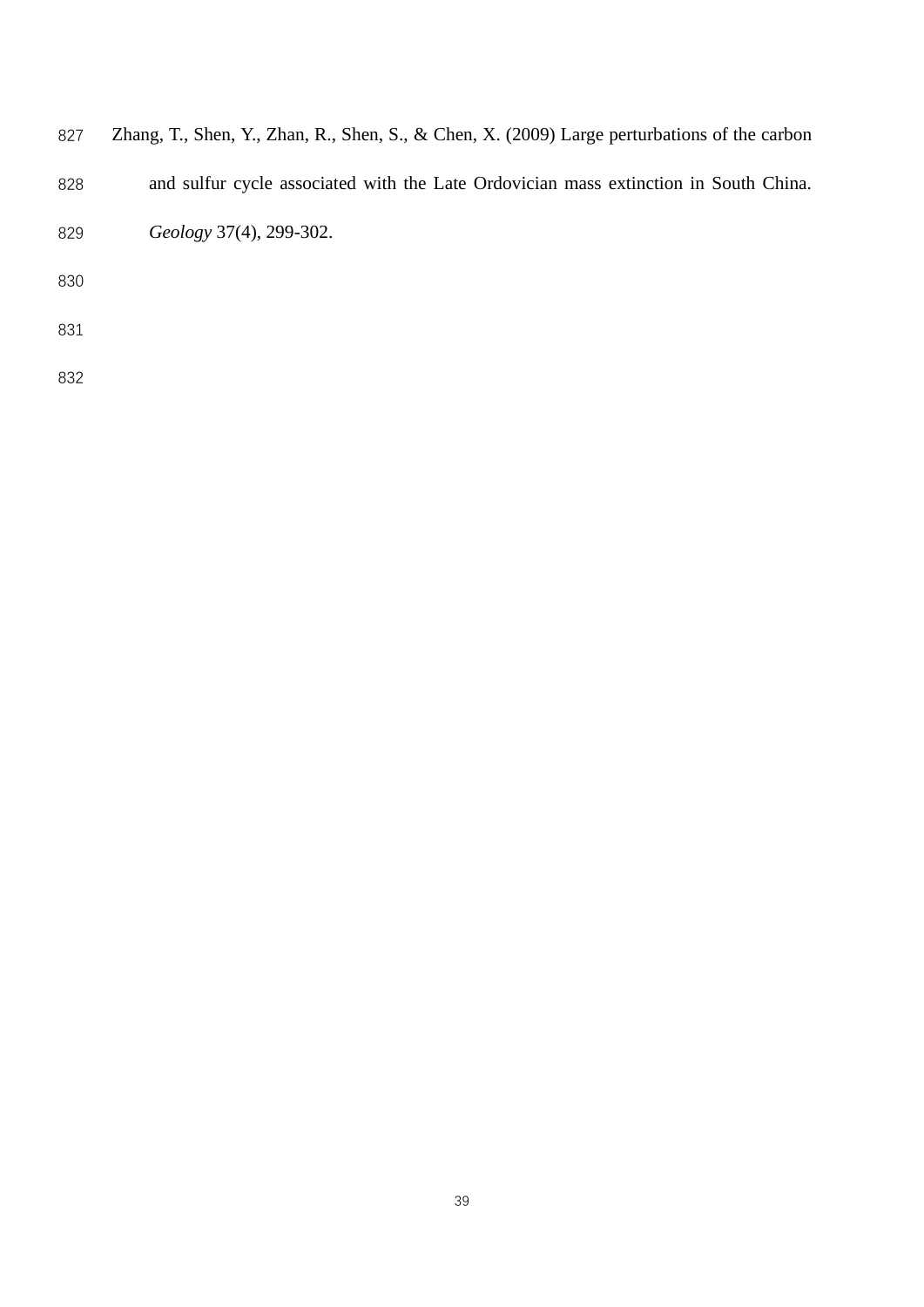Zhang, T., Shen, Y., Zhan, R., Shen, S., & Chen, X. (2009) Large perturbations of the carbon and sulfur cycle associated with the Late Ordovician mass extinction in South China. *Geology* 37(4), 299-302.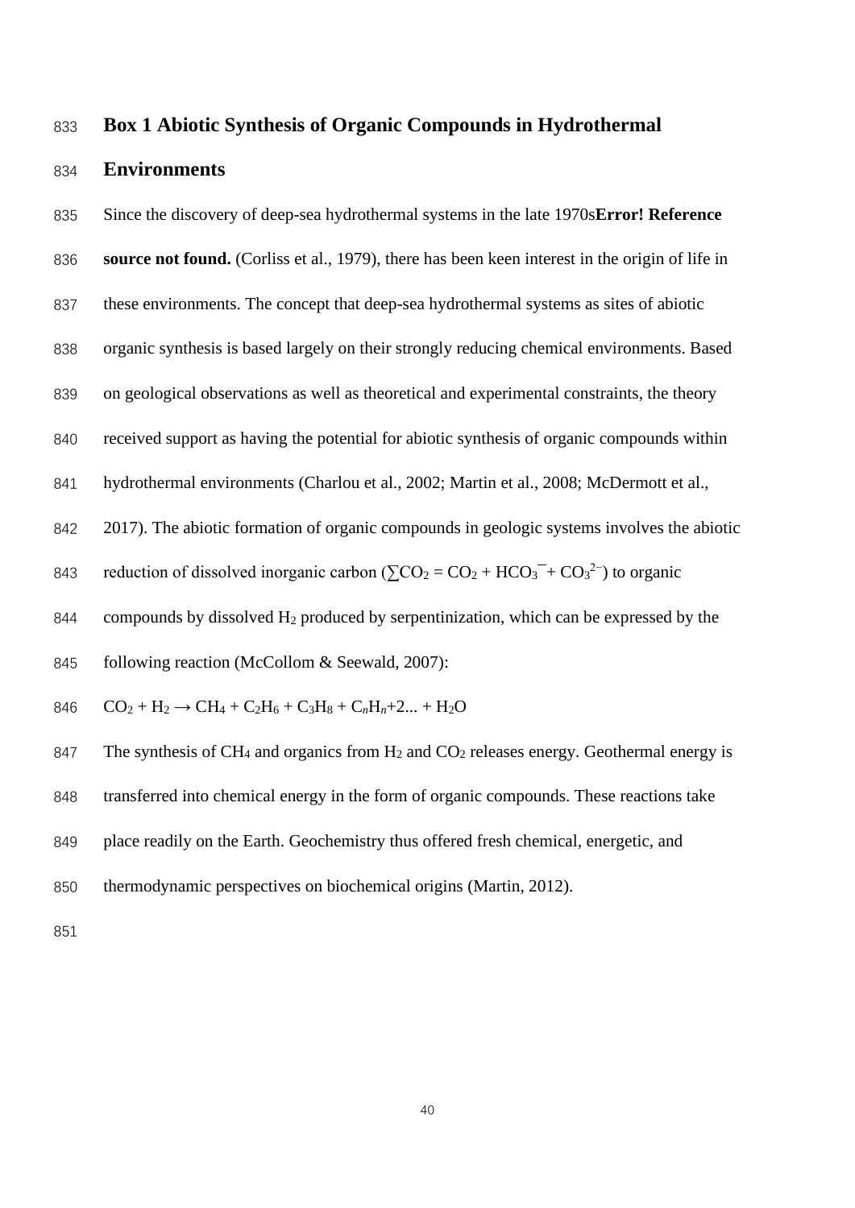## Box 1 Abiotic Synthesis of Organic Compounds in Hydrothermal Environments

Since the discovery of deep-sea hydrothermal systems in the late 1970s**Error! Reference source not found.** (Corliss et al., 1979), there has been keen interest in the origin of life in these environments. The concept that deep-sea hydrothermal systems as sites of abiotic organic synthesis is based largely on their strongly reducing chemical environments. Based on geological observations as well as theoretical and experimental constraints, the theory received support as having the potential for abiotic synthesis of organic compounds within hydrothermal environments (Charlou et al., 2002; Martin et al., 2008; McDermott et al., 2017). The abiotic formation of organic compounds in geologic systems involves the abiotic reduction of dissolved inorganic carbon ($\sum CO_2 = CO_2 + HCO_3^{-} + CO_3^{2-}$) to organic compounds by dissolved $H_2$ produced by serpentinization, which can be expressed by the following reaction (McCollom & Seewald, 2007):

$$CO_2 + H_2 \rightarrow CH_4 + C_2H_6 + C_3H_8 + C_nH_n+2... + H_2O$$

The synthesis of $CH_4$ and organics from $H_2$ and $CO_2$ releases energy. Geothermal energy is transferred into chemical energy in the form of organic compounds. These reactions take place readily on the Earth. Geochemistry thus offered fresh chemical, energetic, and thermodynamic perspectives on biochemical origins (Martin, 2012).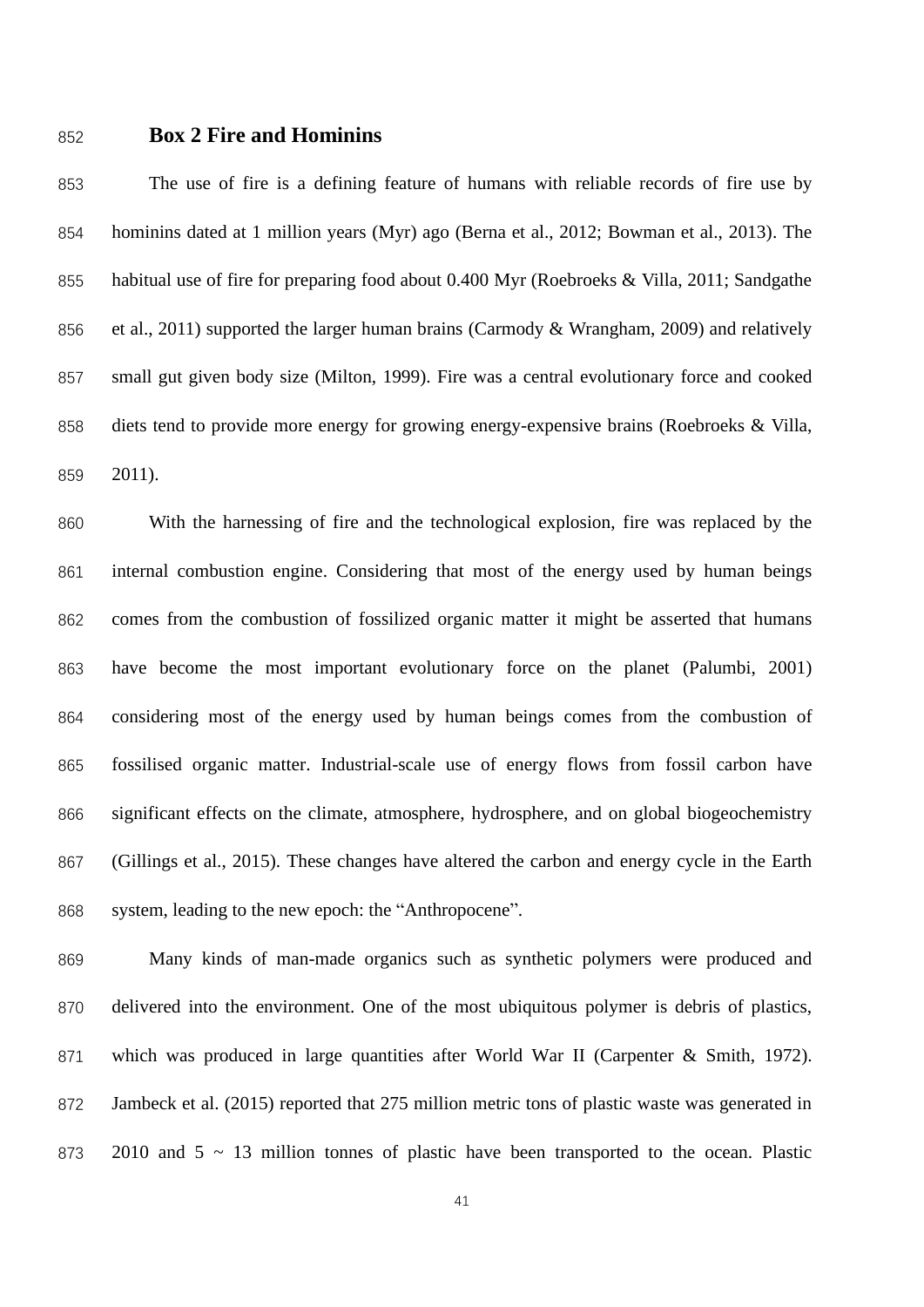### Box 2 Fire and Hominins

The use of fire is a defining feature of humans with reliable records of fire use by hominins dated at 1 million years (Myr) ago (Berna et al., 2012; Bowman et al., 2013). The habitual use of fire for preparing food about 0.400 Myr (Roebroeks & Villa, 2011; Sandgathe et al., 2011) supported the larger human brains (Carmody & Wrangham, 2009) and relatively small gut given body size (Milton, 1999). Fire was a central evolutionary force and cooked diets tend to provide more energy for growing energy-expensive brains (Roebroeks & Villa, 2011).

With the harnessing of fire and the technological explosion, fire was replaced by the internal combustion engine. Considering that most of the energy used by human beings comes from the combustion of fossilized organic matter it might be asserted that humans have become the most important evolutionary force on the planet (Palumbi, 2001) considering most of the energy used by human beings comes from the combustion of fossilised organic matter. Industrial-scale use of energy flows from fossil carbon have significant effects on the climate, atmosphere, hydrosphere, and on global biogeochemistry (Gillings et al., 2015). These changes have altered the carbon and energy cycle in the Earth system, leading to the new epoch: the "Anthropocene".

Many kinds of man-made organics such as synthetic polymers were produced and delivered into the environment. One of the most ubiquitous polymer is debris of plastics, which was produced in large quantities after World War II (Carpenter & Smith, 1972). Jambeck et al. (2015) reported that 275 million metric tons of plastic waste was generated in 2010 and 5 ~ 13 million tonnes of plastic have been transported to the ocean. Plastic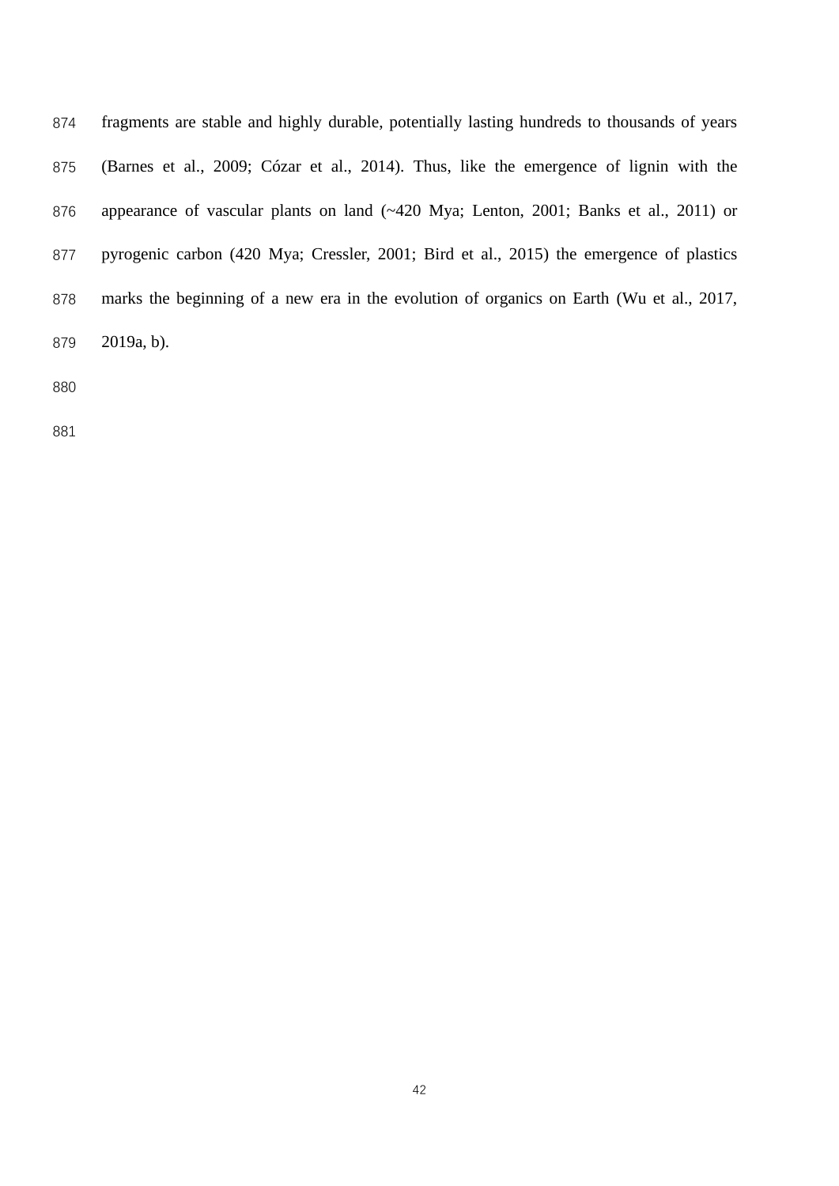fragments are stable and highly durable, potentially lasting hundreds to thousands of years (Barnes et al., 2009; Cózar et al., 2014). Thus, like the emergence of lignin with the appearance of vascular plants on land (~420 Mya; Lenton, 2001; Banks et al., 2011) or pyrogenic carbon (420 Mya; Cressler, 2001; Bird et al., 2015) the emergence of plastics marks the beginning of a new era in the evolution of organics on Earth (Wu et al., 2017, 2019a, b).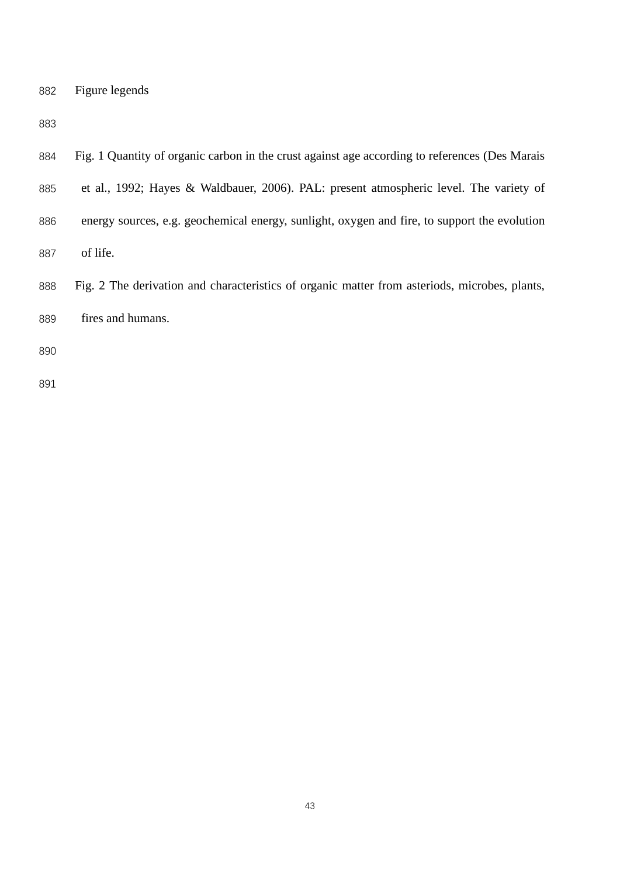Figure legends

Fig. 1 Quantity of organic carbon in the crust against age according to references (Des Marais et al., 1992; Hayes & Waldbauer, 2006). PAL: present atmospheric level. The variety of energy sources, e.g. geochemical energy, sunlight, oxygen and fire, to support the evolution of life.

Fig. 2 The derivation and characteristics of organic matter from asteriods, microbes, plants, fires and humans.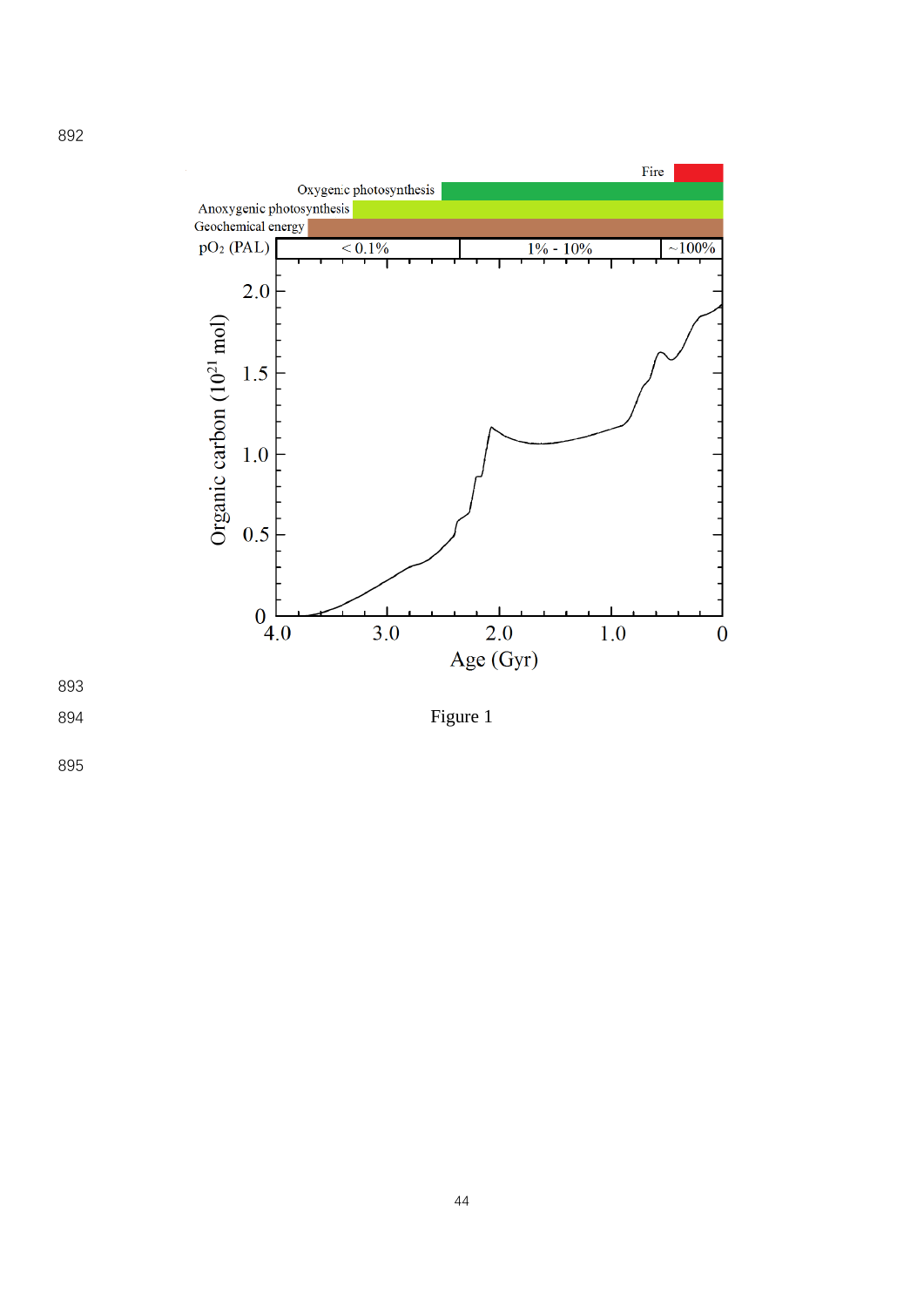Figure 1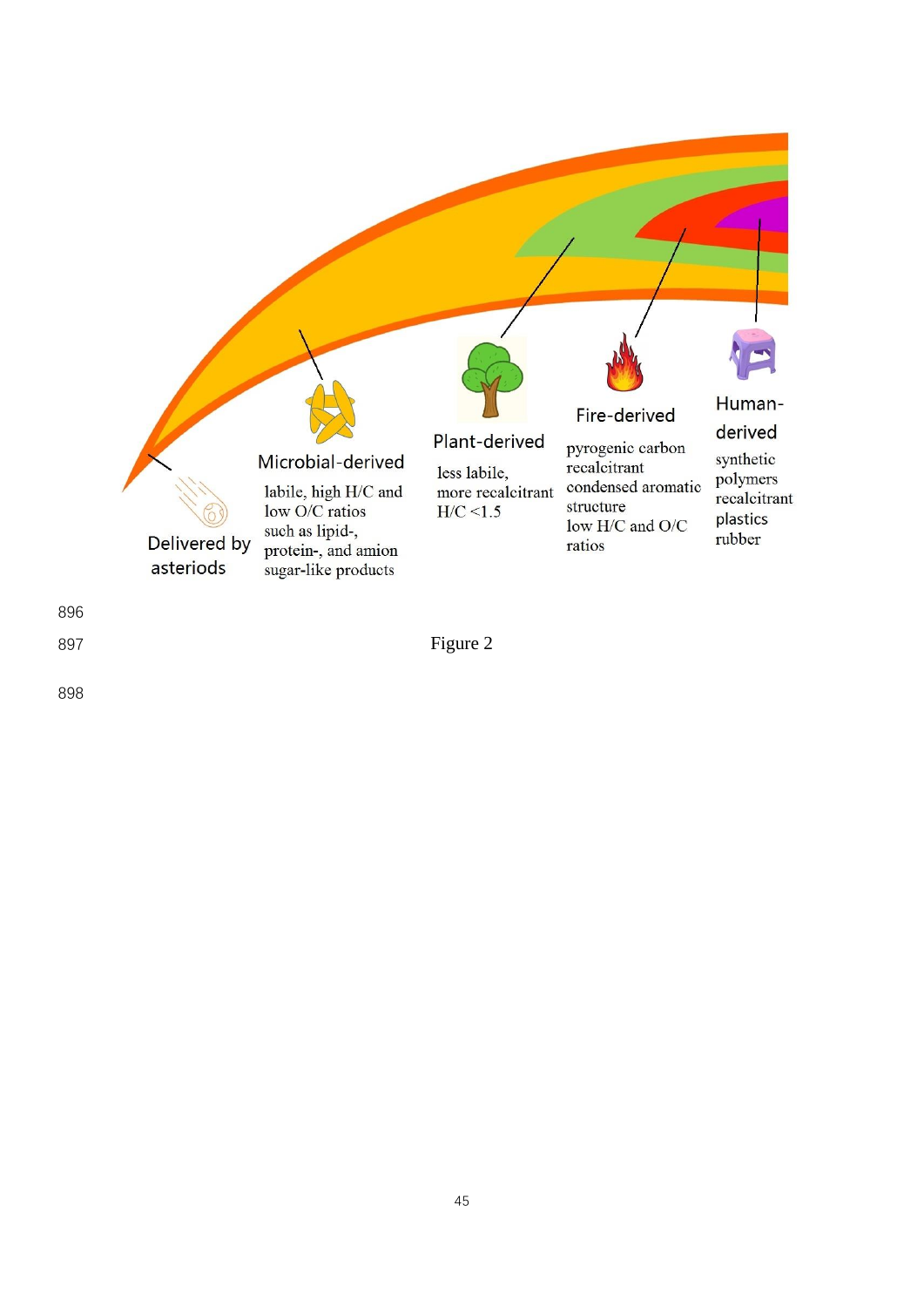Delivered by asteriods

Microbial-derived

labile, high H/C and low O/C ratios such as lipid-, protein-, and amion sugar-like products

Plant-derived

less labile, more recalcitrant H/C <1.5

Fire-derived

pyrogenic carbon recalcitrant condensed aromatic structure low H/C and O/C ratios

Human-derived

synthetic polymers recalcitrant plastics rubber

Figure 2